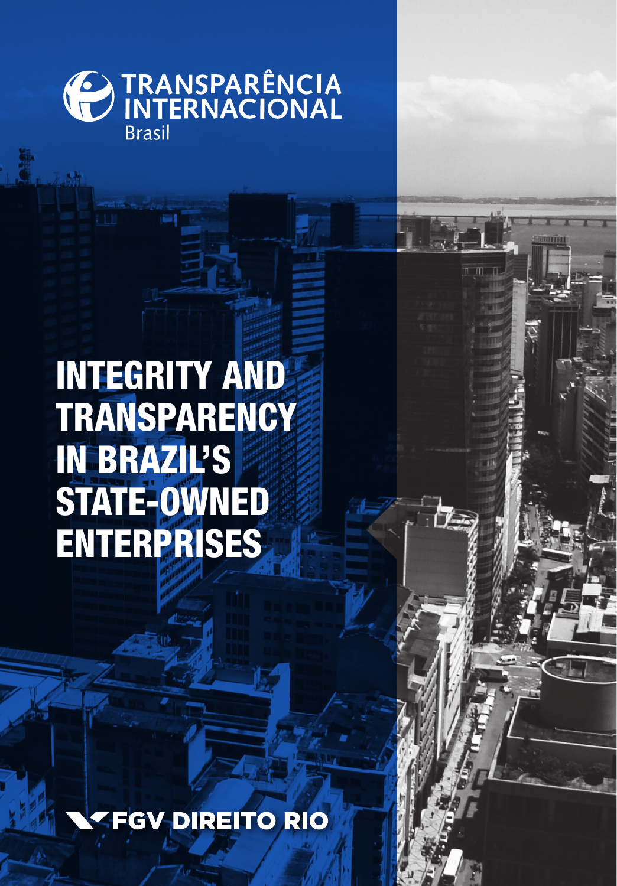TRANSPARÊNCIA INTERNACIONAL Brasil

# INTEGRITY AND TRANSPARENCY IN BRAZIL'S STATE-OWNED ENTERPRISES

FGV DIREITO RIO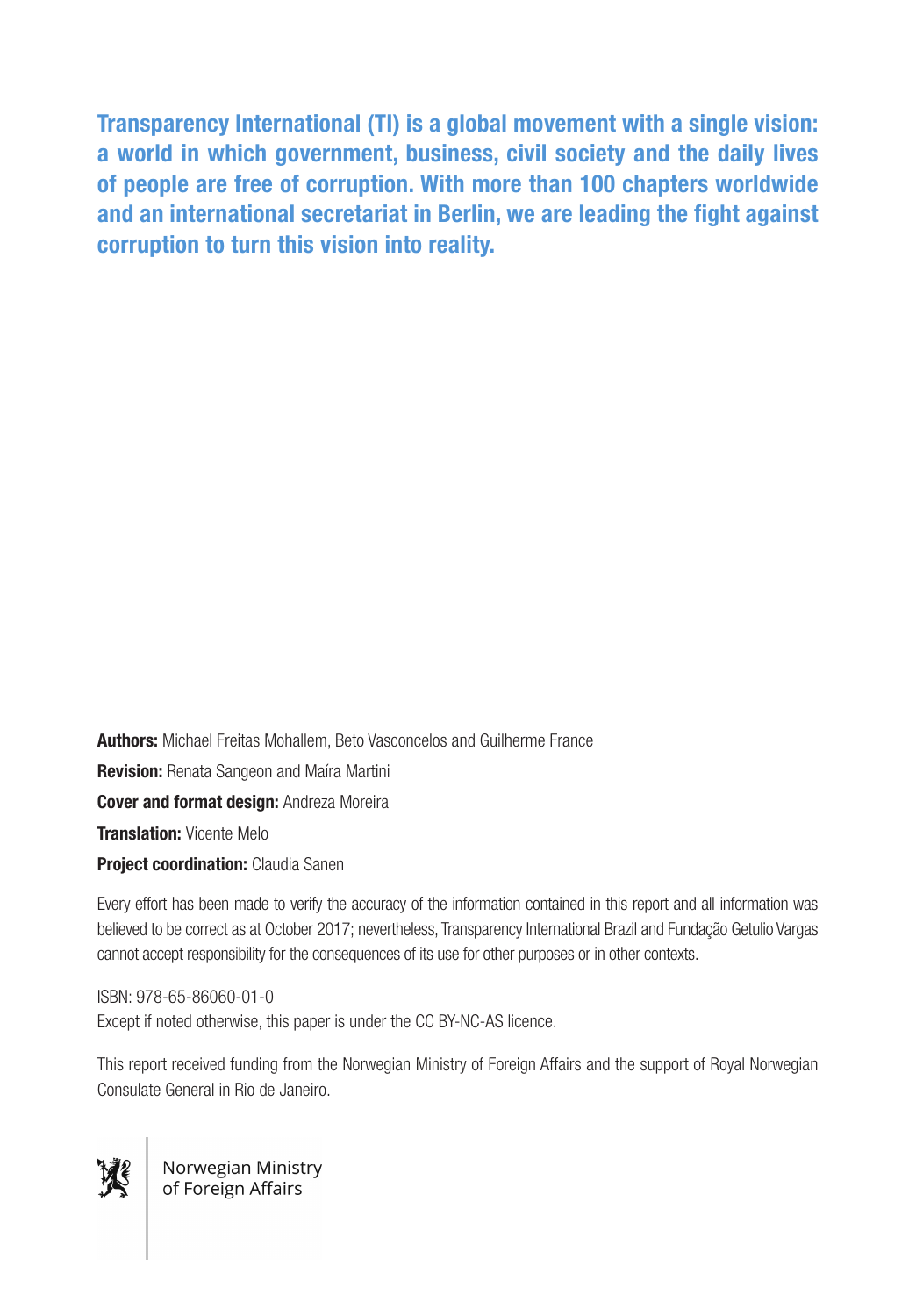**Transparency International (TI) is a global movement with a single vision: a world in which government, business, civil society and the daily lives of people are free of corruption. With more than 100 chapters worldwide and an international secretariat in Berlin, we are leading the fight against corruption to turn this vision into reality.**

**Authors:** Michael Freitas Mohallem, Beto Vasconcelos and Guilherme France

**Revision:** Renata Sangeon and Maíra Martini

**Cover and format design:** Andreza Moreira

**Translation:** Vicente Melo

**Project coordination:** Claudia Sanen

Every effort has been made to verify the accuracy of the information contained in this report and all information was believed to be correct as at October 2017; nevertheless, Transparency International Brazil and Fundação Getulio Vargas cannot accept responsibility for the consequences of its use for other purposes or in other contexts.

ISBN: 978-65-86060-01-0
Except if noted otherwise, this paper is under the CC BY-NC-AS licence.

This report received funding from the Norwegian Ministry of Foreign Affairs and the support of Royal Norwegian Consulate General in Rio de Janeiro.

Norwegian Ministry of Foreign Affairs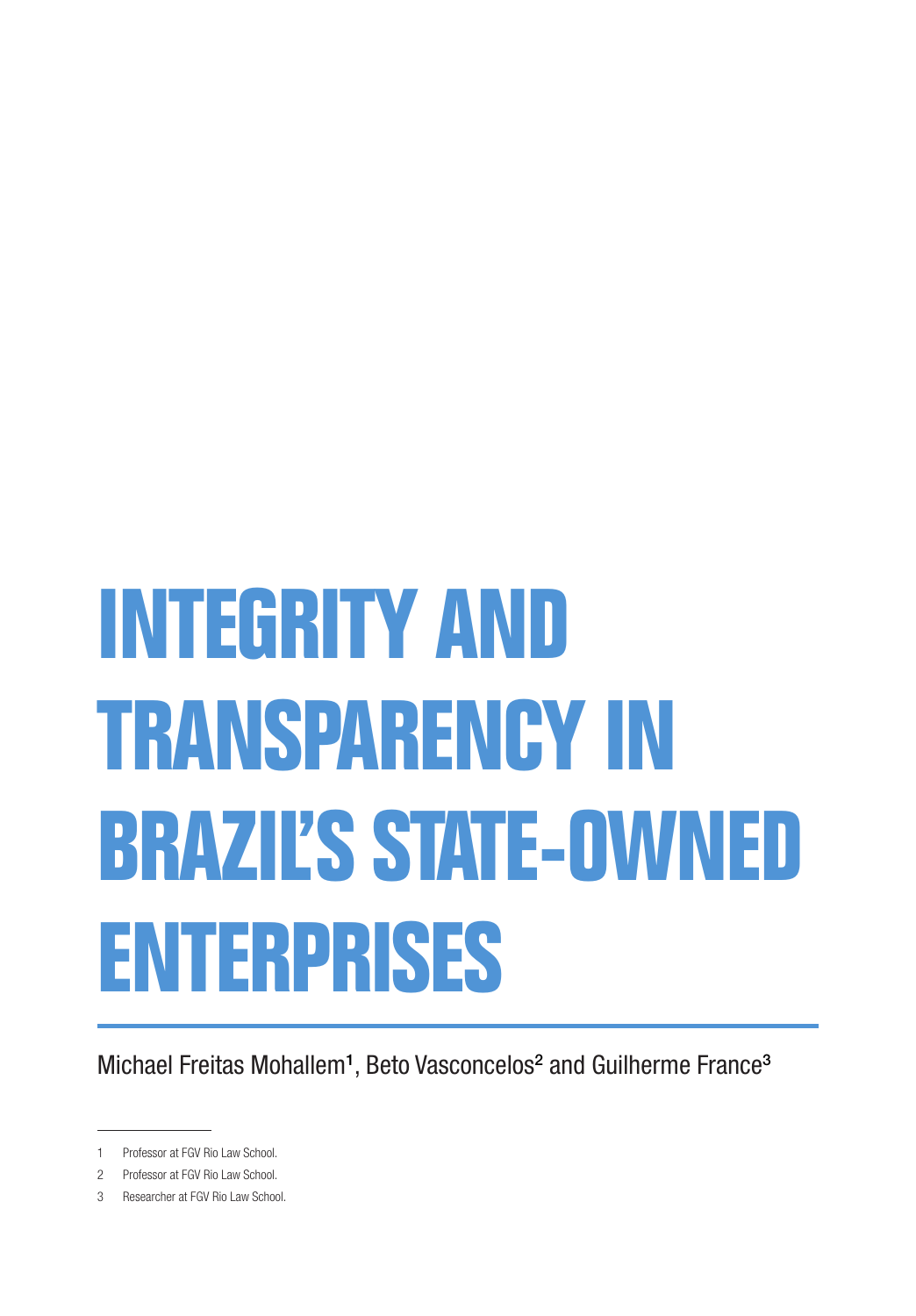# INTEGRITY AND TRANSPARENCY IN BRAZIL'S STATE-OWNED ENTERPRISES

Michael Freitas Mohallem[1], Beto Vasconcelos[2] and Guilherme France[3]

1 Professor at FGV Rio Law School.

2 Professor at FGV Rio Law School.

3 Researcher at FGV Rio Law School.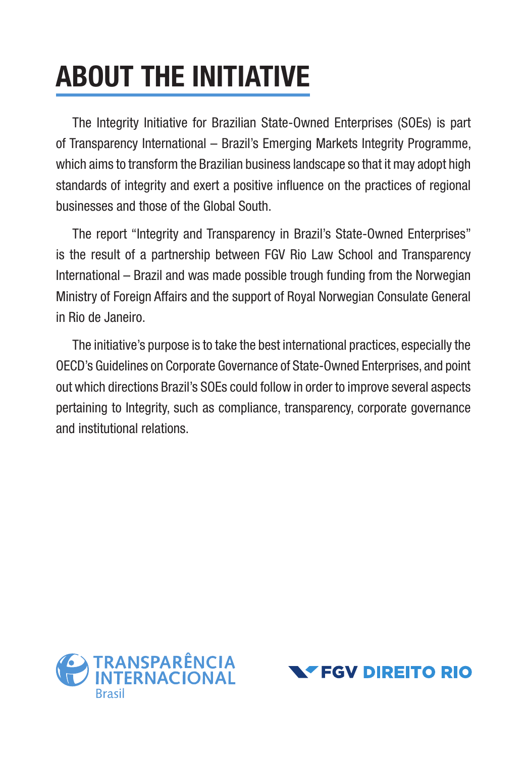# ABOUT THE INITIATIVE

The Integrity Initiative for Brazilian State-Owned Enterprises (SOEs) is part of Transparency International – Brazil's Emerging Markets Integrity Programme, which aims to transform the Brazilian business landscape so that it may adopt high standards of integrity and exert a positive influence on the practices of regional businesses and those of the Global South.

The report "Integrity and Transparency in Brazil's State-Owned Enterprises" is the result of a partnership between FGV Rio Law School and Transparency International – Brazil and was made possible trough funding from the Norwegian Ministry of Foreign Affairs and the support of Royal Norwegian Consulate General in Rio de Janeiro.

The initiative's purpose is to take the best international practices, especially the OECD's Guidelines on Corporate Governance of State-Owned Enterprises, and point out which directions Brazil's SOEs could follow in order to improve several aspects pertaining to Integrity, such as compliance, transparency, corporate governance and institutional relations.

TRANSPARÊNCIA INTERNACIONAL Brasil

FGV DIREITO RIO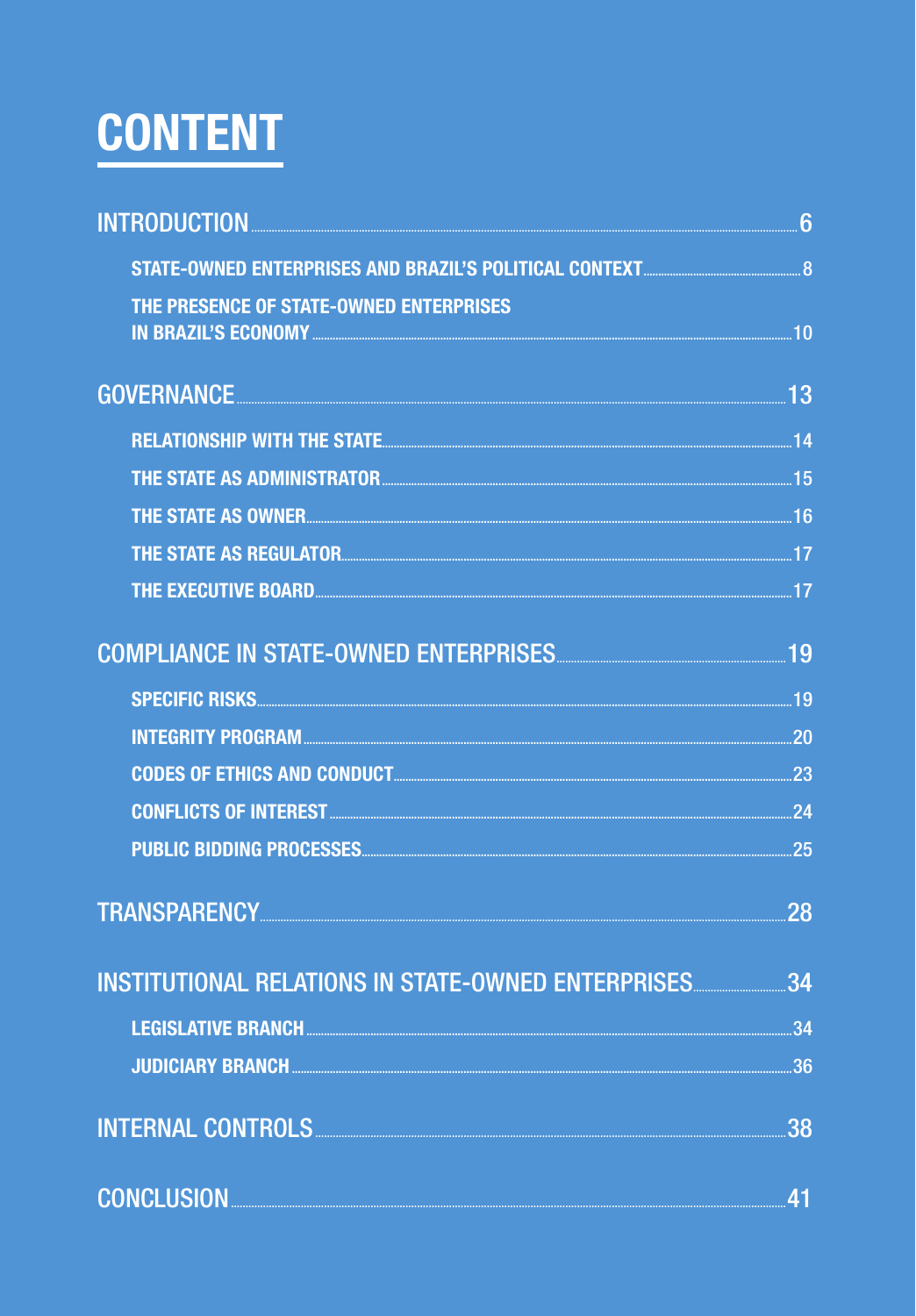# CONTENT

- INTRODUCTION ........ 6
  - STATE-OWNED ENTERPRISES AND BRAZIL'S POLITICAL CONTEXT ........ 8
  - THE PRESENCE OF STATE-OWNED ENTERPRISES IN BRAZIL'S ECONOMY ........ 10
- GOVERNANCE ........ 13
  - RELATIONSHIP WITH THE STATE ........ 14
  - THE STATE AS ADMINISTRATOR ........ 15
  - THE STATE AS OWNER ........ 16
  - THE STATE AS REGULATOR ........ 17
  - THE EXECUTIVE BOARD ........ 17
- COMPLIANCE IN STATE-OWNED ENTERPRISES ........ 19
  - SPECIFIC RISKS ........ 19
  - INTEGRITY PROGRAM ........ 20
  - CODES OF ETHICS AND CONDUCT ........ 23
  - CONFLICTS OF INTEREST ........ 24
  - PUBLIC BIDDING PROCESSES ........ 25
- TRANSPARENCY ........ 28
- INSTITUTIONAL RELATIONS IN STATE-OWNED ENTERPRISES ........ 34
  - LEGISLATIVE BRANCH ........ 34
  - JUDICIARY BRANCH ........ 36
- INTERNAL CONTROLS ........ 38
- CONCLUSION ........ 41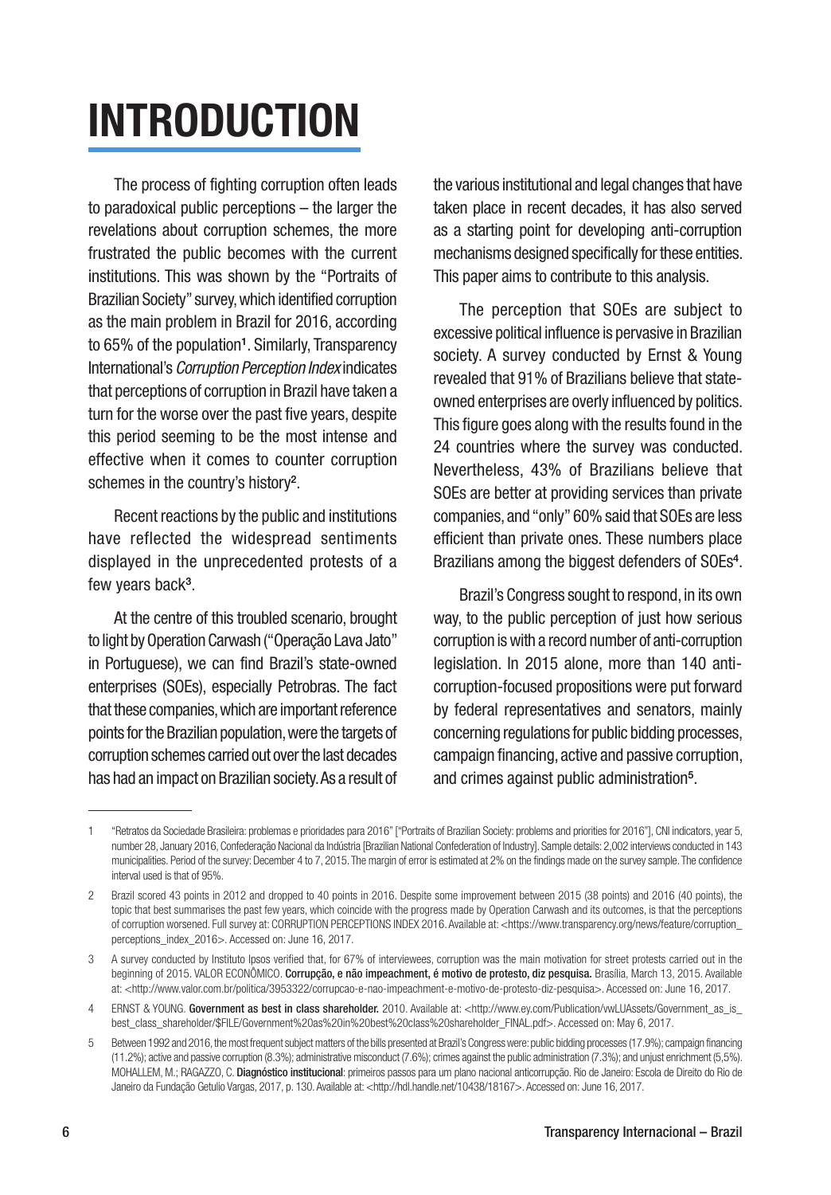# INTRODUCTION

The process of fighting corruption often leads to paradoxical public perceptions – the larger the revelations about corruption schemes, the more frustrated the public becomes with the current institutions. This was shown by the "Portraits of Brazilian Society" survey, which identified corruption as the main problem in Brazil for 2016, according to 65% of the population[1]. Similarly, Transparency International's *Corruption Perception Index* indicates that perceptions of corruption in Brazil have taken a turn for the worse over the past five years, despite this period seeming to be the most intense and effective when it comes to counter corruption schemes in the country's history[2].

Recent reactions by the public and institutions have reflected the widespread sentiments displayed in the unprecedented protests of a few years back[3].

At the centre of this troubled scenario, brought to light by Operation Carwash ("Operação Lava Jato" in Portuguese), we can find Brazil's state-owned enterprises (SOEs), especially Petrobras. The fact that these companies, which are important reference points for the Brazilian population, were the targets of corruption schemes carried out over the last decades has had an impact on Brazilian society. As a result of the various institutional and legal changes that have taken place in recent decades, it has also served as a starting point for developing anti-corruption mechanisms designed specifically for these entities. This paper aims to contribute to this analysis.

The perception that SOEs are subject to excessive political influence is pervasive in Brazilian society. A survey conducted by Ernst & Young revealed that 91% of Brazilians believe that state-owned enterprises are overly influenced by politics. This figure goes along with the results found in the 24 countries where the survey was conducted. Nevertheless, 43% of Brazilians believe that SOEs are better at providing services than private companies, and "only" 60% said that SOEs are less efficient than private ones. These numbers place Brazilians among the biggest defenders of SOEs[4].

Brazil's Congress sought to respond, in its own way, to the public perception of just how serious corruption is with a record number of anti-corruption legislation. In 2015 alone, more than 140 anti-corruption-focused propositions were put forward by federal representatives and senators, mainly concerning regulations for public bidding processes, campaign financing, active and passive corruption, and crimes against public administration[5].

---

1 "Retratos da Sociedade Brasileira: problemas e prioridades para 2016" ["Portraits of Brazilian Society: problems and priorities for 2016"], CNI indicators, year 5, number 28, January 2016, Confederação Nacional da Indústria [Brazilian National Confederation of Industry]. Sample details: 2,002 interviews conducted in 143 municipalities. Period of the survey: December 4 to 7, 2015. The margin of error is estimated at 2% on the findings made on the survey sample. The confidence interval used is that of 95%.

2 Brazil scored 43 points in 2012 and dropped to 40 points in 2016. Despite some improvement between 2015 (38 points) and 2016 (40 points), the topic that best summarises the past few years, which coincide with the progress made by Operation Carwash and its outcomes, is that the perceptions of corruption worsened. Full survey at: CORRUPTION PERCEPTIONS INDEX 2016. Available at: <https://www.transparency.org/news/feature/corruption_perceptions_index_2016>. Accessed on: June 16, 2017.

3 A survey conducted by Instituto Ipsos verified that, for 67% of interviewees, corruption was the main motivation for street protests carried out in the beginning of 2015. VALOR ECONÔMICO. **Corrupção, e não impeachment, é motivo de protesto, diz pesquisa.** Brasília, March 13, 2015. Available at: <http://www.valor.com.br/politica/3953322/corrupcao-e-nao-impeachment-e-motivo-de-protesto-diz-pesquisa>. Accessed on: June 16, 2017.

4 ERNST & YOUNG. **Government as best in class shareholder.** 2010. Available at: <http://www.ey.com/Publication/vwLUAssets/Government_as_is_best_class_shareholder/$FILE/Government%20as%20in%20best%20class%20shareholder_FINAL.pdf>. Accessed on: May 6, 2017.

5 Between 1992 and 2016, the most frequent subject matters of the bills presented at Brazil's Congress were: public bidding processes (17.9%); campaign financing (11.2%); active and passive corruption (8.3%); administrative misconduct (7.6%); crimes against the public administration (7.3%); and unjust enrichment (5,5%). MOHALLEM, M.; RAGAZZO, C. **Diagnóstico institucional**: primeiros passos para um plano nacional anticorrupção. Rio de Janeiro: Escola de Direito do Rio de Janeiro da Fundação Getulio Vargas, 2017, p. 130. Available at: <http://hdl.handle.net/10438/18167>. Accessed on: June 16, 2017.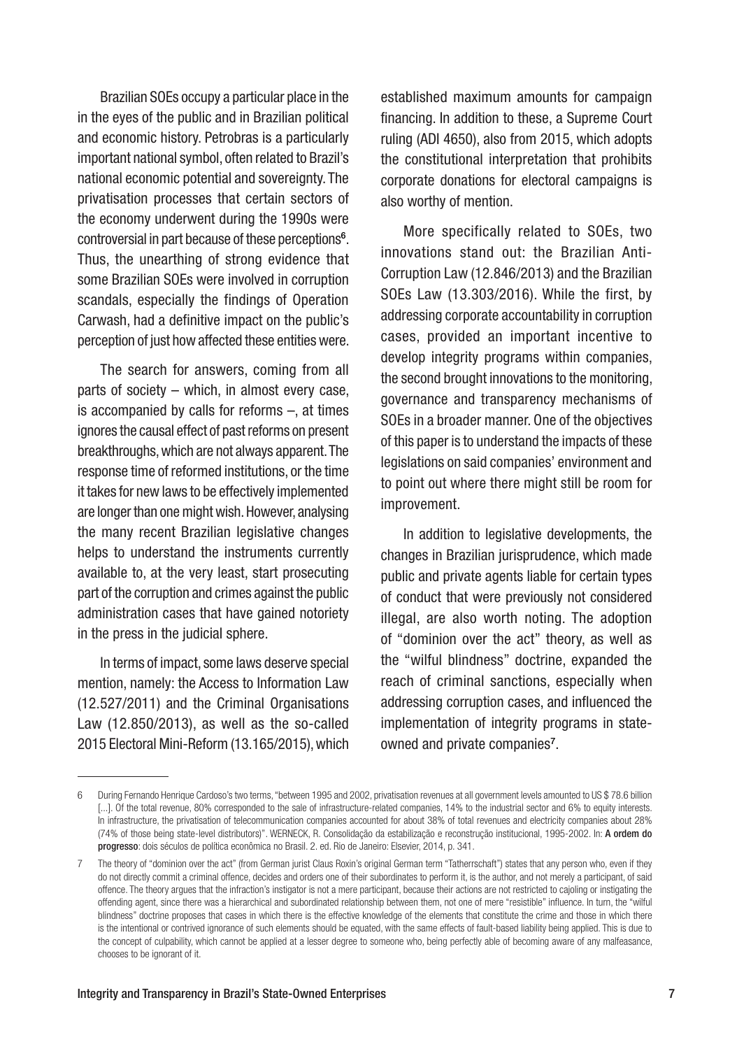Brazilian SOEs occupy a particular place in the in the eyes of the public and in Brazilian political and economic history. Petrobras is a particularly important national symbol, often related to Brazil's national economic potential and sovereignty. The privatisation processes that certain sectors of the economy underwent during the 1990s were controversial in part because of these perceptions[6]. Thus, the unearthing of strong evidence that some Brazilian SOEs were involved in corruption scandals, especially the findings of Operation Carwash, had a definitive impact on the public's perception of just how affected these entities were.

The search for answers, coming from all parts of society – which, in almost every case, is accompanied by calls for reforms –, at times ignores the causal effect of past reforms on present breakthroughs, which are not always apparent. The response time of reformed institutions, or the time it takes for new laws to be effectively implemented are longer than one might wish. However, analysing the many recent Brazilian legislative changes helps to understand the instruments currently available to, at the very least, start prosecuting part of the corruption and crimes against the public administration cases that have gained notoriety in the press in the judicial sphere.

In terms of impact, some laws deserve special mention, namely: the Access to Information Law (12.527/2011) and the Criminal Organisations Law (12.850/2013), as well as the so-called 2015 Electoral Mini-Reform (13.165/2015), which established maximum amounts for campaign financing. In addition to these, a Supreme Court ruling (ADI 4650), also from 2015, which adopts the constitutional interpretation that prohibits corporate donations for electoral campaigns is also worthy of mention.

More specifically related to SOEs, two innovations stand out: the Brazilian Anti-Corruption Law (12.846/2013) and the Brazilian SOEs Law (13.303/2016). While the first, by addressing corporate accountability in corruption cases, provided an important incentive to develop integrity programs within companies, the second brought innovations to the monitoring, governance and transparency mechanisms of SOEs in a broader manner. One of the objectives of this paper is to understand the impacts of these legislations on said companies' environment and to point out where there might still be room for improvement.

In addition to legislative developments, the changes in Brazilian jurisprudence, which made public and private agents liable for certain types of conduct that were previously not considered illegal, are also worth noting. The adoption of "dominion over the act" theory, as well as the "wilful blindness" doctrine, expanded the reach of criminal sanctions, especially when addressing corruption cases, and influenced the implementation of integrity programs in state-owned and private companies[7].

---

6 During Fernando Henrique Cardoso's two terms, "between 1995 and 2002, privatisation revenues at all government levels amounted to US $ 78.6 billion [...]. Of the total revenue, 80% corresponded to the sale of infrastructure-related companies, 14% to the industrial sector and 6% to equity interests. In infrastructure, the privatisation of telecommunication companies accounted for about 38% of total revenues and electricity companies about 28% (74% of those being state-level distributors)". WERNECK, R. Consolidação da estabilização e reconstrução institucional, 1995-2002. In: **A ordem do progresso**: dois séculos de política econômica no Brasil. 2. ed. Rio de Janeiro: Elsevier, 2014, p. 341.

7 The theory of "dominion over the act" (from German jurist Claus Roxin's original German term "Tatherrschaft") states that any person who, even if they do not directly commit a criminal offence, decides and orders one of their subordinates to perform it, is the author, and not merely a participant, of said offence. The theory argues that the infraction's instigator is not a mere participant, because their actions are not restricted to cajoling or instigating the offending agent, since there was a hierarchical and subordinated relationship between them, not one of mere "resistible" influence. In turn, the "wilful blindness" doctrine proposes that cases in which there is the effective knowledge of the elements that constitute the crime and those in which there is the intentional or contrived ignorance of such elements should be equated, with the same effects of fault-based liability being applied. This is due to the concept of culpability, which cannot be applied at a lesser degree to someone who, being perfectly able of becoming aware of any malfeasance, chooses to be ignorant of it.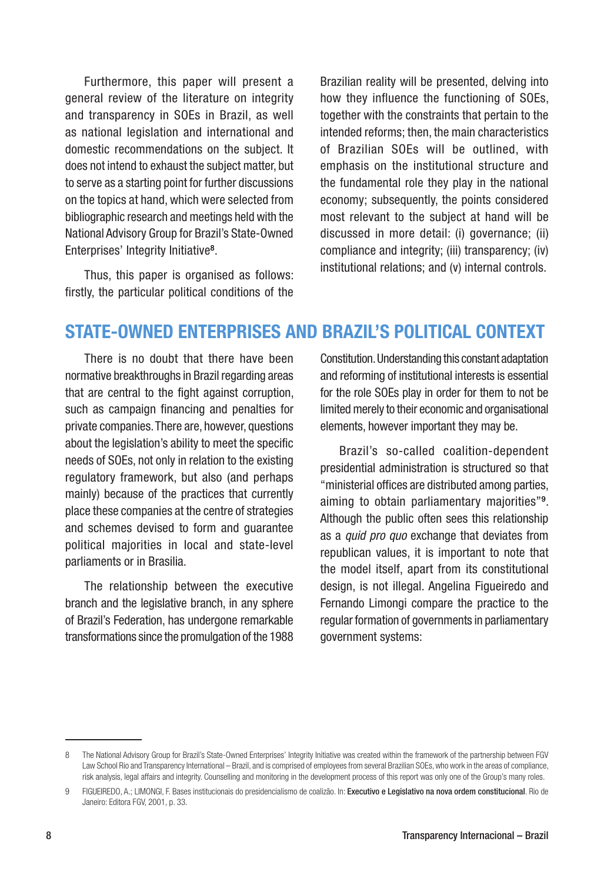Furthermore, this paper will present a general review of the literature on integrity and transparency in SOEs in Brazil, as well as national legislation and international and domestic recommendations on the subject. It does not intend to exhaust the subject matter, but to serve as a starting point for further discussions on the topics at hand, which were selected from bibliographic research and meetings held with the National Advisory Group for Brazil's State-Owned Enterprises' Integrity Initiative[8].

Thus, this paper is organised as follows: firstly, the particular political conditions of the Brazilian reality will be presented, delving into how they influence the functioning of SOEs, together with the constraints that pertain to the intended reforms; then, the main characteristics of Brazilian SOEs will be outlined, with emphasis on the institutional structure and the fundamental role they play in the national economy; subsequently, the points considered most relevant to the subject at hand will be discussed in more detail: (i) governance; (ii) compliance and integrity; (iii) transparency; (iv) institutional relations; and (v) internal controls.

## STATE-OWNED ENTERPRISES AND BRAZIL'S POLITICAL CONTEXT

There is no doubt that there have been normative breakthroughs in Brazil regarding areas that are central to the fight against corruption, such as campaign financing and penalties for private companies. There are, however, questions about the legislation's ability to meet the specific needs of SOEs, not only in relation to the existing regulatory framework, but also (and perhaps mainly) because of the practices that currently place these companies at the centre of strategies and schemes devised to form and guarantee political majorities in local and state-level parliaments or in Brasilia.

The relationship between the executive branch and the legislative branch, in any sphere of Brazil's Federation, has undergone remarkable transformations since the promulgation of the 1988 Constitution. Understanding this constant adaptation and reforming of institutional interests is essential for the role SOEs play in order for them to not be limited merely to their economic and organisational elements, however important they may be.

Brazil's so-called coalition-dependent presidential administration is structured so that "ministerial offices are distributed among parties, aiming to obtain parliamentary majorities"[9]. Although the public often sees this relationship as a *quid pro quo* exchange that deviates from republican values, it is important to note that the model itself, apart from its constitutional design, is not illegal. Angelina Figueiredo and Fernando Limongi compare the practice to the regular formation of governments in parliamentary government systems:

---

8 The National Advisory Group for Brazil's State-Owned Enterprises' Integrity Initiative was created within the framework of the partnership between FGV Law School Rio and Transparency International – Brazil, and is comprised of employees from several Brazilian SOEs, who work in the areas of compliance, risk analysis, legal affairs and integrity. Counselling and monitoring in the development process of this report was only one of the Group's many roles.

9 FIGUEIREDO, A.; LIMONGI, F. Bases institucionais do presidencialismo de coalizão. In: **Executivo e Legislativo na nova ordem constitucional**. Rio de Janeiro: Editora FGV, 2001, p. 33.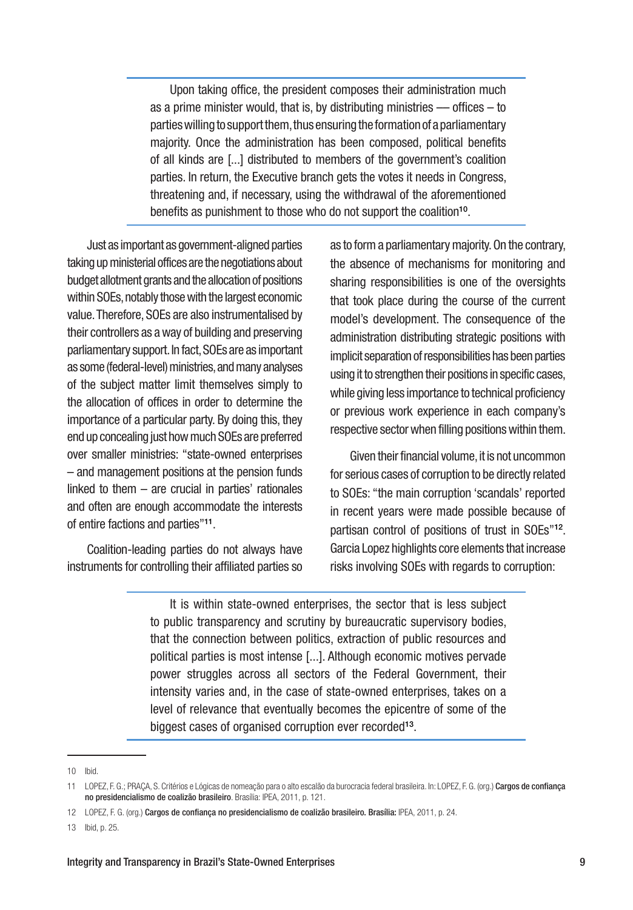> Upon taking office, the president composes their administration much as a prime minister would, that is, by distributing ministries — offices – to parties willing to support them, thus ensuring the formation of a parliamentary majority. Once the administration has been composed, political benefits of all kinds are [...] distributed to members of the government's coalition parties. In return, the Executive branch gets the votes it needs in Congress, threatening and, if necessary, using the withdrawal of the aforementioned benefits as punishment to those who do not support the coalition[10].

Just as important as government-aligned parties taking up ministerial offices are the negotiations about budget allotment grants and the allocation of positions within SOEs, notably those with the largest economic value. Therefore, SOEs are also instrumentalised by their controllers as a way of building and preserving parliamentary support. In fact, SOEs are as important as some (federal-level) ministries, and many analyses of the subject matter limit themselves simply to the allocation of offices in order to determine the importance of a particular party. By doing this, they end up concealing just how much SOEs are preferred over smaller ministries: "state-owned enterprises – and management positions at the pension funds linked to them – are crucial in parties' rationales and often are enough accommodate the interests of entire factions and parties"[11].

Coalition-leading parties do not always have instruments for controlling their affiliated parties so as to form a parliamentary majority. On the contrary, the absence of mechanisms for monitoring and sharing responsibilities is one of the oversights that took place during the course of the current model's development. The consequence of the administration distributing strategic positions with implicit separation of responsibilities has been parties using it to strengthen their positions in specific cases, while giving less importance to technical proficiency or previous work experience in each company's respective sector when filling positions within them.

Given their financial volume, it is not uncommon for serious cases of corruption to be directly related to SOEs: "the main corruption 'scandals' reported in recent years were made possible because of partisan control of positions of trust in SOEs"[12]. Garcia Lopez highlights core elements that increase risks involving SOEs with regards to corruption:

> It is within state-owned enterprises, the sector that is less subject to public transparency and scrutiny by bureaucratic supervisory bodies, that the connection between politics, extraction of public resources and political parties is most intense [...]. Although economic motives pervade power struggles across all sectors of the Federal Government, their intensity varies and, in the case of state-owned enterprises, takes on a level of relevance that eventually becomes the epicentre of some of the biggest cases of organised corruption ever recorded[13].

---

10 Ibid.

11 LOPEZ, F. G.; PRAÇA, S. Critérios e Lógicas de nomeação para o alto escalão da burocracia federal brasileira. In: LOPEZ, F. G. (org.) **Cargos de confiança no presidencialismo de coalizão brasileiro**. Brasília: IPEA, 2011, p. 121.

12 LOPEZ, F. G. (org.) **Cargos de confiança no presidencialismo de coalizão brasileiro. Brasília:** IPEA, 2011, p. 24.

13 Ibid, p. 25.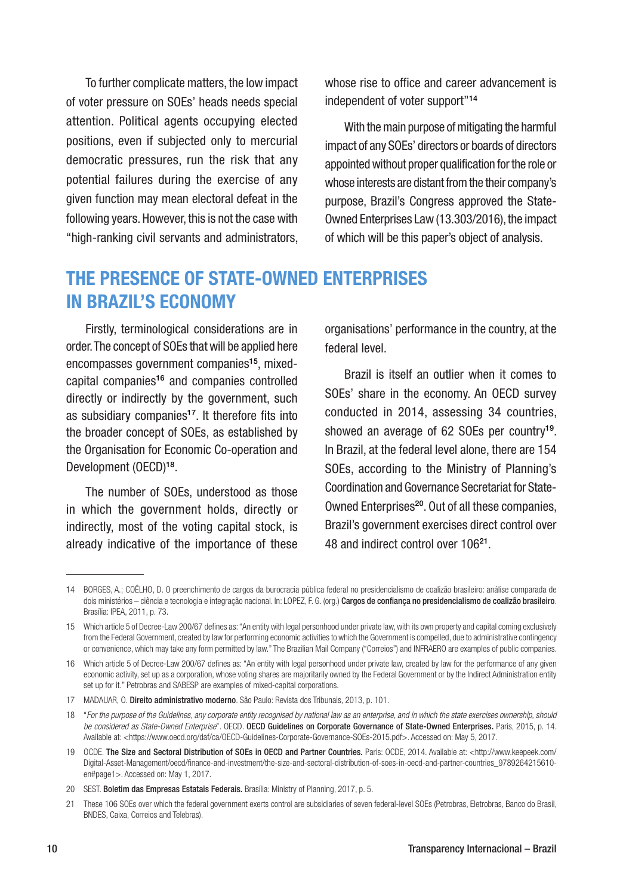To further complicate matters, the low impact of voter pressure on SOEs' heads needs special attention. Political agents occupying elected positions, even if subjected only to mercurial democratic pressures, run the risk that any potential failures during the exercise of any given function may mean electoral defeat in the following years. However, this is not the case with "high-ranking civil servants and administrators, whose rise to office and career advancement is independent of voter support"[14]

With the main purpose of mitigating the harmful impact of any SOEs' directors or boards of directors appointed without proper qualification for the role or whose interests are distant from the their company's purpose, Brazil's Congress approved the State-Owned Enterprises Law (13.303/2016), the impact of which will be this paper's object of analysis.

## THE PRESENCE OF STATE-OWNED ENTERPRISES IN BRAZIL'S ECONOMY

Firstly, terminological considerations are in order. The concept of SOEs that will be applied here encompasses government companies[15], mixed-capital companies[16] and companies controlled directly or indirectly by the government, such as subsidiary companies[17]. It therefore fits into the broader concept of SOEs, as established by the Organisation for Economic Co-operation and Development (OECD)[18].

The number of SOEs, understood as those in which the government holds, directly or indirectly, most of the voting capital stock, is already indicative of the importance of these organisations' performance in the country, at the federal level.

Brazil is itself an outlier when it comes to SOEs' share in the economy. An OECD survey conducted in 2014, assessing 34 countries, showed an average of 62 SOEs per country[19]. In Brazil, at the federal level alone, there are 154 SOEs, according to the Ministry of Planning's Coordination and Governance Secretariat for State-Owned Enterprises[20]. Out of all these companies, Brazil's government exercises direct control over 48 and indirect control over 106[21].

---

14 BORGES, A.; COÊLHO, D. O preenchimento de cargos da burocracia pública federal no presidencialismo de coalizão brasileiro: análise comparada de dois ministérios – ciência e tecnologia e integração nacional. In: LOPEZ, F. G. (org.) **Cargos de confiança no presidencialismo de coalizão brasileiro**. Brasília: IPEA, 2011, p. 73.

15 Which article 5 of Decree-Law 200/67 defines as: "An entity with legal personhood under private law, with its own property and capital coming exclusively from the Federal Government, created by law for performing economic activities to which the Government is compelled, due to administrative contingency or convenience, which may take any form permitted by law." The Brazilian Mail Company ("Correios") and INFRAERO are examples of public companies.

16 Which article 5 of Decree-Law 200/67 defines as: "An entity with legal personhood under private law, created by law for the performance of any given economic activity, set up as a corporation, whose voting shares are majoritarily owned by the Federal Government or by the Indirect Administration entity set up for it." Petrobras and SABESP are examples of mixed-capital corporations.

17 MADAUAR, O. **Direito administrativo moderno**. São Paulo: Revista dos Tribunais, 2013, p. 101.

18 "*For the purpose of the Guidelines, any corporate entity recognised by national law as an enterprise, and in which the state exercises ownership, should be considered as State-Owned Enterprise*". OECD. **OECD Guidelines on Corporate Governance of State-Owned Enterprises.** Paris, 2015, p. 14. Available at: <https://www.oecd.org/daf/ca/OECD-Guidelines-Corporate-Governance-SOEs-2015.pdf>. Accessed on: May 5, 2017.

19 OCDE. **The Size and Sectoral Distribution of SOEs in OECD and Partner Countries.** Paris: OCDE, 2014. Available at: <http://www.keepeek.com/Digital-Asset-Management/oecd/finance-and-investment/the-size-and-sectoral-distribution-of-soes-in-oecd-and-partner-countries_9789264215610-en#page1>. Accessed on: May 1, 2017.

20 SEST. **Boletim das Empresas Estatais Federais.** Brasília: Ministry of Planning, 2017, p. 5.

21 These 106 SOEs over which the federal government exerts control are subsidiaries of seven federal-level SOEs (Petrobras, Eletrobras, Banco do Brasil, BNDES, Caixa, Correios and Telebras).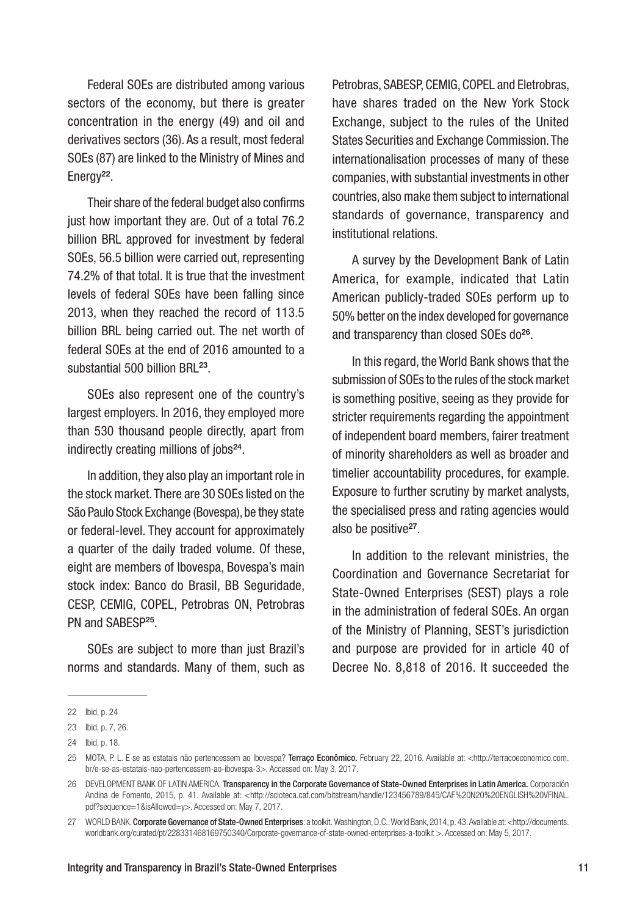Federal SOEs are distributed among various sectors of the economy, but there is greater concentration in the energy (49) and oil and derivatives sectors (36). As a result, most federal SOEs (87) are linked to the Ministry of Mines and Energy[22].

Their share of the federal budget also confirms just how important they are. Out of a total 76.2 billion BRL approved for investment by federal SOEs, 56.5 billion were carried out, representing 74.2% of that total. It is true that the investment levels of federal SOEs have been falling since 2013, when they reached the record of 113.5 billion BRL being carried out. The net worth of federal SOEs at the end of 2016 amounted to a substantial 500 billion BRL[23].

SOEs also represent one of the country's largest employers. In 2016, they employed more than 530 thousand people directly, apart from indirectly creating millions of jobs[24].

In addition, they also play an important role in the stock market. There are 30 SOEs listed on the São Paulo Stock Exchange (Bovespa), be they state or federal-level. They account for approximately a quarter of the daily traded volume. Of these, eight are members of Ibovespa, Bovespa's main stock index: Banco do Brasil, BB Seguridade, CESP, CEMIG, COPEL, Petrobras ON, Petrobras PN and SABESP[25].

SOEs are subject to more than just Brazil's norms and standards. Many of them, such as Petrobras, SABESP, CEMIG, COPEL and Eletrobras, have shares traded on the New York Stock Exchange, subject to the rules of the United States Securities and Exchange Commission. The internationalisation processes of many of these companies, with substantial investments in other countries, also make them subject to international standards of governance, transparency and institutional relations.

A survey by the Development Bank of Latin America, for example, indicated that Latin American publicly-traded SOEs perform up to 50% better on the index developed for governance and transparency than closed SOEs do[26].

In this regard, the World Bank shows that the submission of SOEs to the rules of the stock market is something positive, seeing as they provide for stricter requirements regarding the appointment of independent board members, fairer treatment of minority shareholders as well as broader and timelier accountability procedures, for example. Exposure to further scrutiny by market analysts, the specialised press and rating agencies would also be positive[27].

In addition to the relevant ministries, the Coordination and Governance Secretariat for State-Owned Enterprises (SEST) plays a role in the administration of federal SOEs. An organ of the Ministry of Planning, SEST's jurisdiction and purpose are provided for in article 40 of Decree No. 8,818 of 2016. It succeeded the

---

22 Ibid, p. 24

23 Ibid, p. 7, 26.

24 Ibid, p. 18.

25 MOTA, P. L. E se as estatais não pertencessem ao Ibovespa? **Terraço Econômico.** February 22, 2016. Available at: <http://terracoeconomico.com.br/e-se-as-estatais-nao-pertencessem-ao-ibovespa-3>. Accessed on: May 3, 2017.

26 DEVELOPMENT BANK OF LATIN AMERICA. **Transparency in the Corporate Governance of State-Owned Enterprises in Latin America.** Corporación Andina de Fomento, 2015, p. 41. Available at: <http://scioteca.caf.com/bitstream/handle/123456789/845/CAF%20N20%20ENGLISH%20VFINAL.pdf?sequence=1&isAllowed=y>. Accessed on: May 7, 2017.

27 WORLD BANK. **Corporate Governance of State-Owned Enterprises**: a toolkit. Washington, D.C.: World Bank, 2014, p. 43. Available at: <http://documents.worldbank.org/curated/pt/228331468169750340/Corporate-governance-of-state-owned-enterprises-a-toolkit >. Accessed on: May 5, 2017.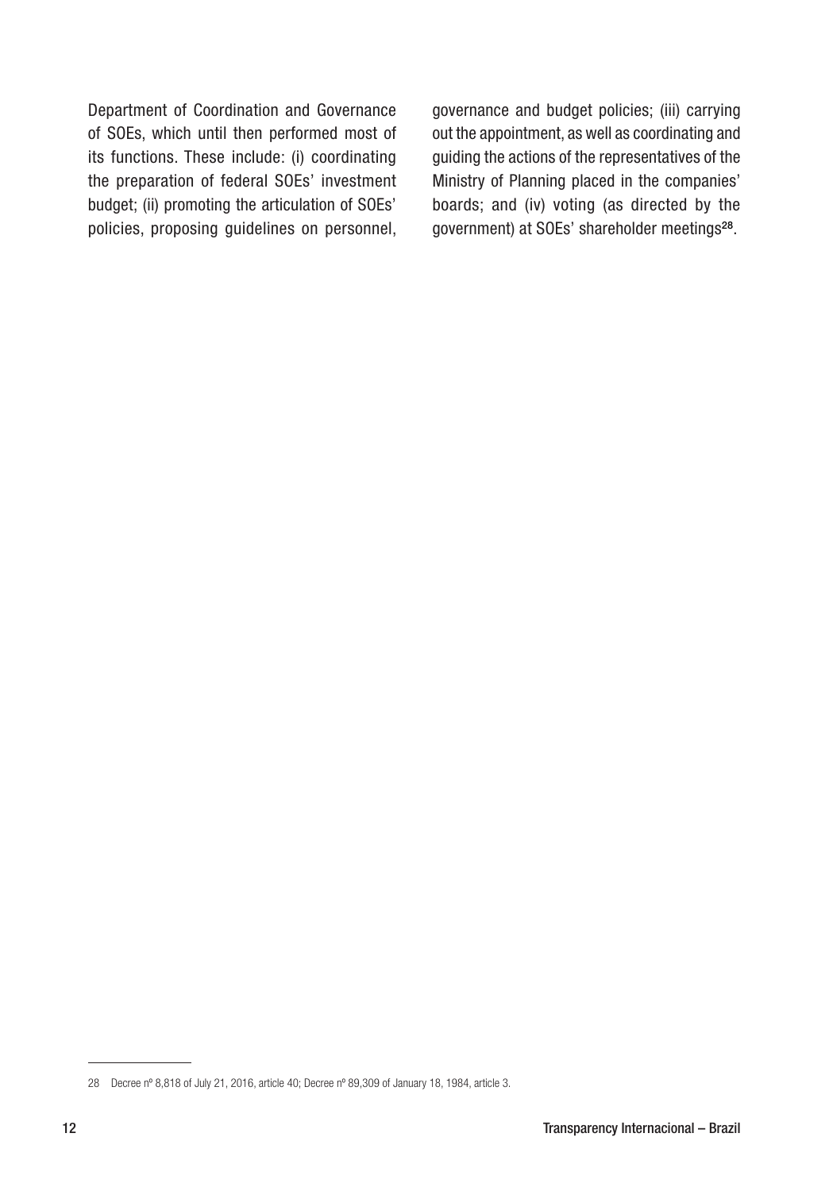Department of Coordination and Governance of SOEs, which until then performed most of its functions. These include: (i) coordinating the preparation of federal SOEs' investment budget; (ii) promoting the articulation of SOEs' policies, proposing guidelines on personnel, governance and budget policies; (iii) carrying out the appointment, as well as coordinating and guiding the actions of the representatives of the Ministry of Planning placed in the companies' boards; and (iv) voting (as directed by the government) at SOEs' shareholder meetings[28].

---

28 Decree nº 8,818 of July 21, 2016, article 40; Decree nº 89,309 of January 18, 1984, article 3.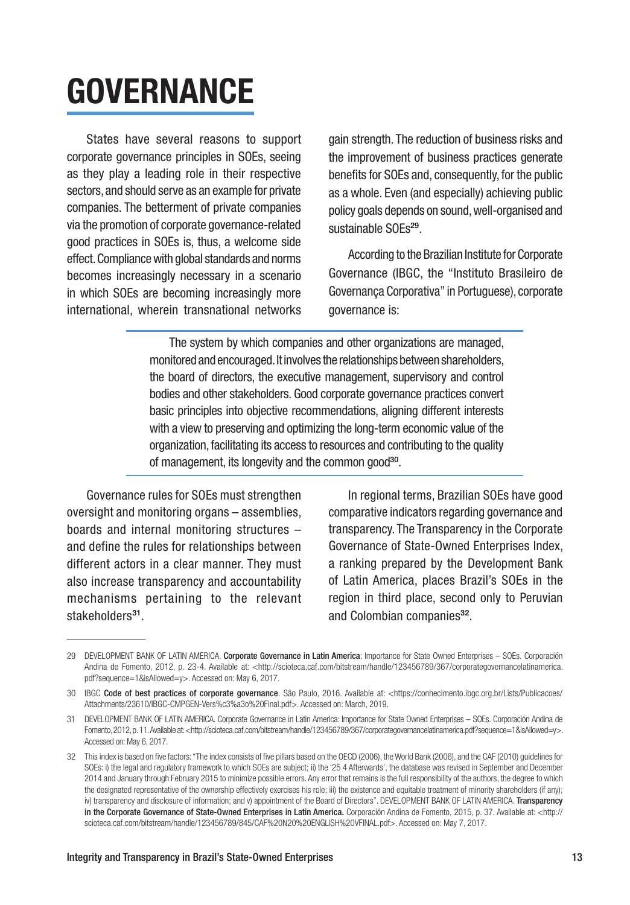# GOVERNANCE

States have several reasons to support corporate governance principles in SOEs, seeing as they play a leading role in their respective sectors, and should serve as an example for private companies. The betterment of private companies via the promotion of corporate governance-related good practices in SOEs is, thus, a welcome side effect. Compliance with global standards and norms becomes increasingly necessary in a scenario in which SOEs are becoming increasingly more international, wherein transnational networks gain strength. The reduction of business risks and the improvement of business practices generate benefits for SOEs and, consequently, for the public as a whole. Even (and especially) achieving public policy goals depends on sound, well-organised and sustainable SOEs[29].

According to the Brazilian Institute for Corporate Governance (IBGC, the "Instituto Brasileiro de Governança Corporativa" in Portuguese), corporate governance is:

> The system by which companies and other organizations are managed, monitored and encouraged. It involves the relationships between shareholders, the board of directors, the executive management, supervisory and control bodies and other stakeholders. Good corporate governance practices convert basic principles into objective recommendations, aligning different interests with a view to preserving and optimizing the long-term economic value of the organization, facilitating its access to resources and contributing to the quality of management, its longevity and the common good[30].

Governance rules for SOEs must strengthen oversight and monitoring organs – assemblies, boards and internal monitoring structures – and define the rules for relationships between different actors in a clear manner. They must also increase transparency and accountability mechanisms pertaining to the relevant stakeholders[31].

In regional terms, Brazilian SOEs have good comparative indicators regarding governance and transparency. The Transparency in the Corporate Governance of State-Owned Enterprises Index, a ranking prepared by the Development Bank of Latin America, places Brazil's SOEs in the region in third place, second only to Peruvian and Colombian companies[32].

---

29 DEVELOPMENT BANK OF LATIN AMERICA. **Corporate Governance in Latin America**: Importance for State Owned Enterprises – SOEs. Corporación Andina de Fomento, 2012, p. 23-4. Available at: <http://scioteca.caf.com/bitstream/handle/123456789/367/corporategovernancelatinamerica.pdf?sequence=1&isAllowed=y>. Accessed on: May 6, 2017.

30 IBGC **Code of best practices of corporate governance**. São Paulo, 2016. Available at: <https://conhecimento.ibgc.org.br/Lists/Publicacoes/Attachments/23610/IBGC-CMPGEN-Vers%c3%a3o%20Final.pdf>. Accessed on: March, 2019.

31 DEVELOPMENT BANK OF LATIN AMERICA. Corporate Governance in Latin America: Importance for State Owned Enterprises – SOEs. Corporación Andina de Fomento, 2012, p. 11. Available at: <http://scioteca.caf.com/bitstream/handle/123456789/367/corporategovernancelatinamerica.pdf?sequence=1&isAllowed=y>. Accessed on: May 6, 2017.

32 This index is based on five factors: "The index consists of five pillars based on the OECD (2006), the World Bank (2006), and the CAF (2010) guidelines for SOEs: i) the legal and regulatory framework to which SOEs are subject; ii) the '25 4 Afterwards', the database was revised in September and December 2014 and January through February 2015 to minimize possible errors. Any error that remains is the full responsibility of the authors, the degree to which the designated representative of the ownership effectively exercises his role; iii) the existence and equitable treatment of minority shareholders (if any); iv) transparency and disclosure of information; and v) appointment of the Board of Directors". DEVELOPMENT BANK OF LATIN AMERICA. **Transparency in the Corporate Governance of State-Owned Enterprises in Latin America.** Corporación Andina de Fomento, 2015, p. 37. Available at: <http://scioteca.caf.com/bitstream/handle/123456789/845/CAF%20N20%20ENGLISH%20VFINAL.pdf>. Accessed on: May 7, 2017.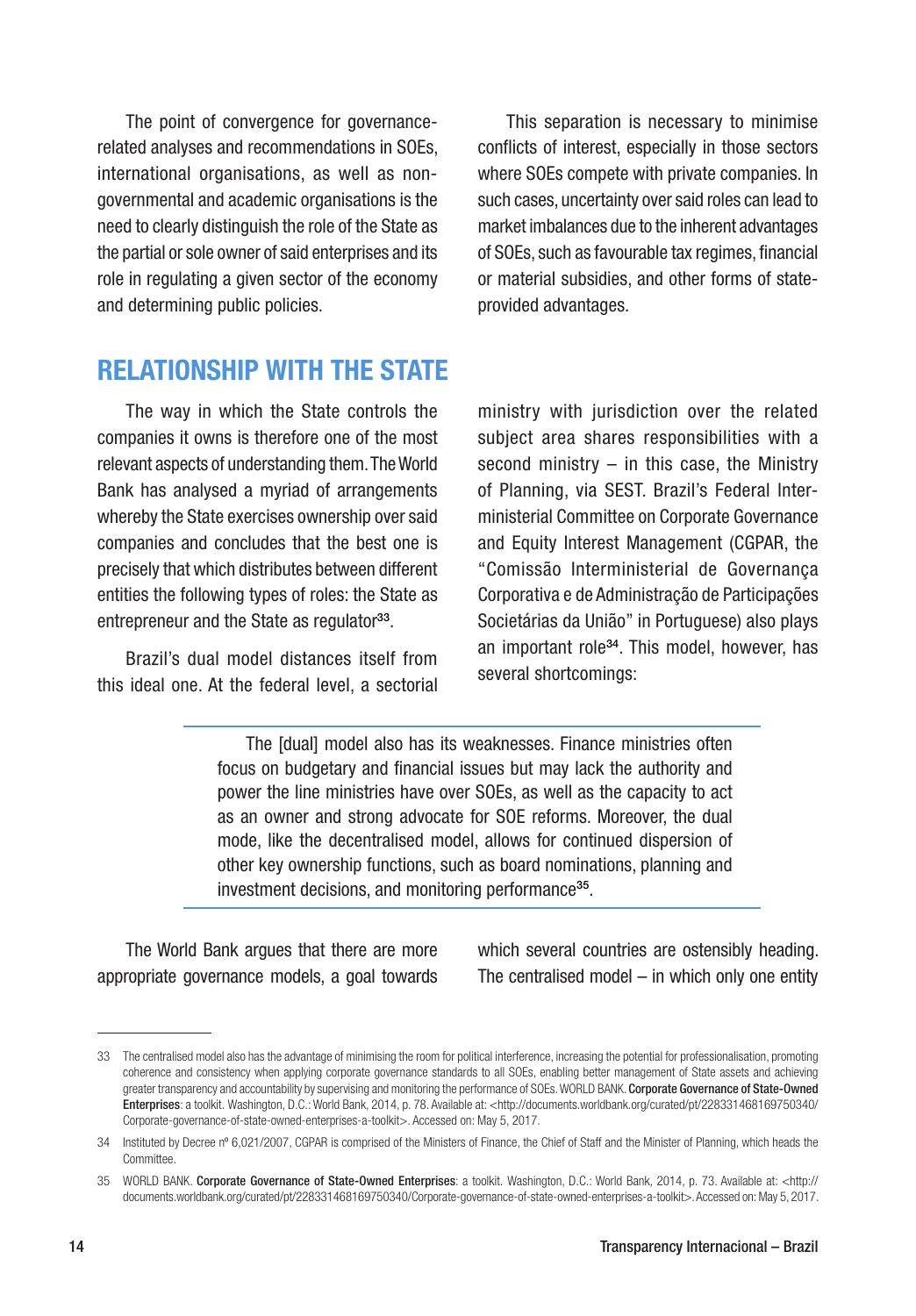The point of convergence for governance-related analyses and recommendations in SOEs, international organisations, as well as non-governmental and academic organisations is the need to clearly distinguish the role of the State as the partial or sole owner of said enterprises and its role in regulating a given sector of the economy and determining public policies.

This separation is necessary to minimise conflicts of interest, especially in those sectors where SOEs compete with private companies. In such cases, uncertainty over said roles can lead to market imbalances due to the inherent advantages of SOEs, such as favourable tax regimes, financial or material subsidies, and other forms of state-provided advantages.

## RELATIONSHIP WITH THE STATE

The way in which the State controls the companies it owns is therefore one of the most relevant aspects of understanding them. The World Bank has analysed a myriad of arrangements whereby the State exercises ownership over said companies and concludes that the best one is precisely that which distributes between different entities the following types of roles: the State as entrepreneur and the State as regulator[33].

Brazil's dual model distances itself from this ideal one. At the federal level, a sectorial ministry with jurisdiction over the related subject area shares responsibilities with a second ministry – in this case, the Ministry of Planning, via SEST. Brazil's Federal Inter-ministerial Committee on Corporate Governance and Equity Interest Management (CGPAR, the "Comissão Interministerial de Governança Corporativa e de Administração de Participações Societárias da União" in Portuguese) also plays an important role[34]. This model, however, has several shortcomings:

> The [dual] model also has its weaknesses. Finance ministries often focus on budgetary and financial issues but may lack the authority and power the line ministries have over SOEs, as well as the capacity to act as an owner and strong advocate for SOE reforms. Moreover, the dual mode, like the decentralised model, allows for continued dispersion of other key ownership functions, such as board nominations, planning and investment decisions, and monitoring performance[35].

The World Bank argues that there are more appropriate governance models, a goal towards which several countries are ostensibly heading. The centralised model – in which only one entity

---

33 The centralised model also has the advantage of minimising the room for political interference, increasing the potential for professionalisation, promoting coherence and consistency when applying corporate governance standards to all SOEs, enabling better management of State assets and achieving greater transparency and accountability by supervising and monitoring the performance of SOEs. WORLD BANK. **Corporate Governance of State-Owned Enterprises**: a toolkit. Washington, D.C.: World Bank, 2014, p. 78. Available at: <http://documents.worldbank.org/curated/pt/228331468169750340/Corporate-governance-of-state-owned-enterprises-a-toolkit>. Accessed on: May 5, 2017.

34 Instituted by Decree nº 6,021/2007, CGPAR is comprised of the Ministers of Finance, the Chief of Staff and the Minister of Planning, which heads the Committee.

35 WORLD BANK. **Corporate Governance of State-Owned Enterprises**: a toolkit. Washington, D.C.: World Bank, 2014, p. 73. Available at: <http://documents.worldbank.org/curated/pt/228331468169750340/Corporate-governance-of-state-owned-enterprises-a-toolkit>. Accessed on: May 5, 2017.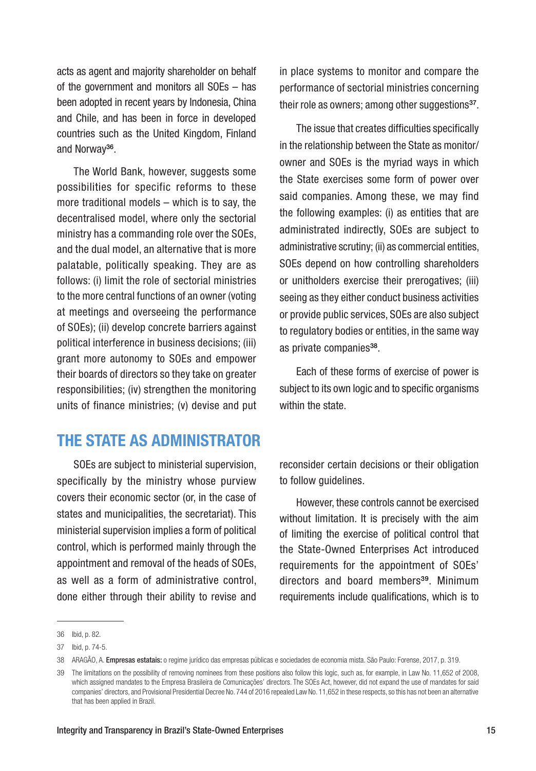acts as agent and majority shareholder on behalf of the government and monitors all SOEs – has been adopted in recent years by Indonesia, China and Chile, and has been in force in developed countries such as the United Kingdom, Finland and Norway[36].

The World Bank, however, suggests some possibilities for specific reforms to these more traditional models – which is to say, the decentralised model, where only the sectorial ministry has a commanding role over the SOEs, and the dual model, an alternative that is more palatable, politically speaking. They are as follows: (i) limit the role of sectorial ministries to the more central functions of an owner (voting at meetings and overseeing the performance of SOEs); (ii) develop concrete barriers against political interference in business decisions; (iii) grant more autonomy to SOEs and empower their boards of directors so they take on greater responsibilities; (iv) strengthen the monitoring units of finance ministries; (v) devise and put in place systems to monitor and compare the performance of sectorial ministries concerning their role as owners; among other suggestions[37].

The issue that creates difficulties specifically in the relationship between the State as monitor/owner and SOEs is the myriad ways in which the State exercises some form of power over said companies. Among these, we may find the following examples: (i) as entities that are administrated indirectly, SOEs are subject to administrative scrutiny; (ii) as commercial entities, SOEs depend on how controlling shareholders or unitholders exercise their prerogatives; (iii) seeing as they either conduct business activities or provide public services, SOEs are also subject to regulatory bodies or entities, in the same way as private companies[38].

Each of these forms of exercise of power is subject to its own logic and to specific organisms within the state.

## THE STATE AS ADMINISTRATOR

SOEs are subject to ministerial supervision, specifically by the ministry whose purview covers their economic sector (or, in the case of states and municipalities, the secretariat). This ministerial supervision implies a form of political control, which is performed mainly through the appointment and removal of the heads of SOEs, as well as a form of administrative control, done either through their ability to revise and reconsider certain decisions or their obligation to follow guidelines.

However, these controls cannot be exercised without limitation. It is precisely with the aim of limiting the exercise of political control that the State-Owned Enterprises Act introduced requirements for the appointment of SOEs' directors and board members[39]. Minimum requirements include qualifications, which is to

---

36 Ibid, p. 82.

37 Ibid, p. 74-5.

38 ARAGÃO, A. **Empresas estatais:** o regime jurídico das empresas públicas e sociedades de economia mista. São Paulo: Forense, 2017, p. 319.

39 The limitations on the possibility of removing nominees from these positions also follow this logic, such as, for example, in Law No. 11,652 of 2008, which assigned mandates to the Empresa Brasileira de Comunicações' directors. The SOEs Act, however, did not expand the use of mandates for said companies' directors, and Provisional Presidential Decree No. 744 of 2016 repealed Law No. 11,652 in these respects, so this has not been an alternative that has been applied in Brazil.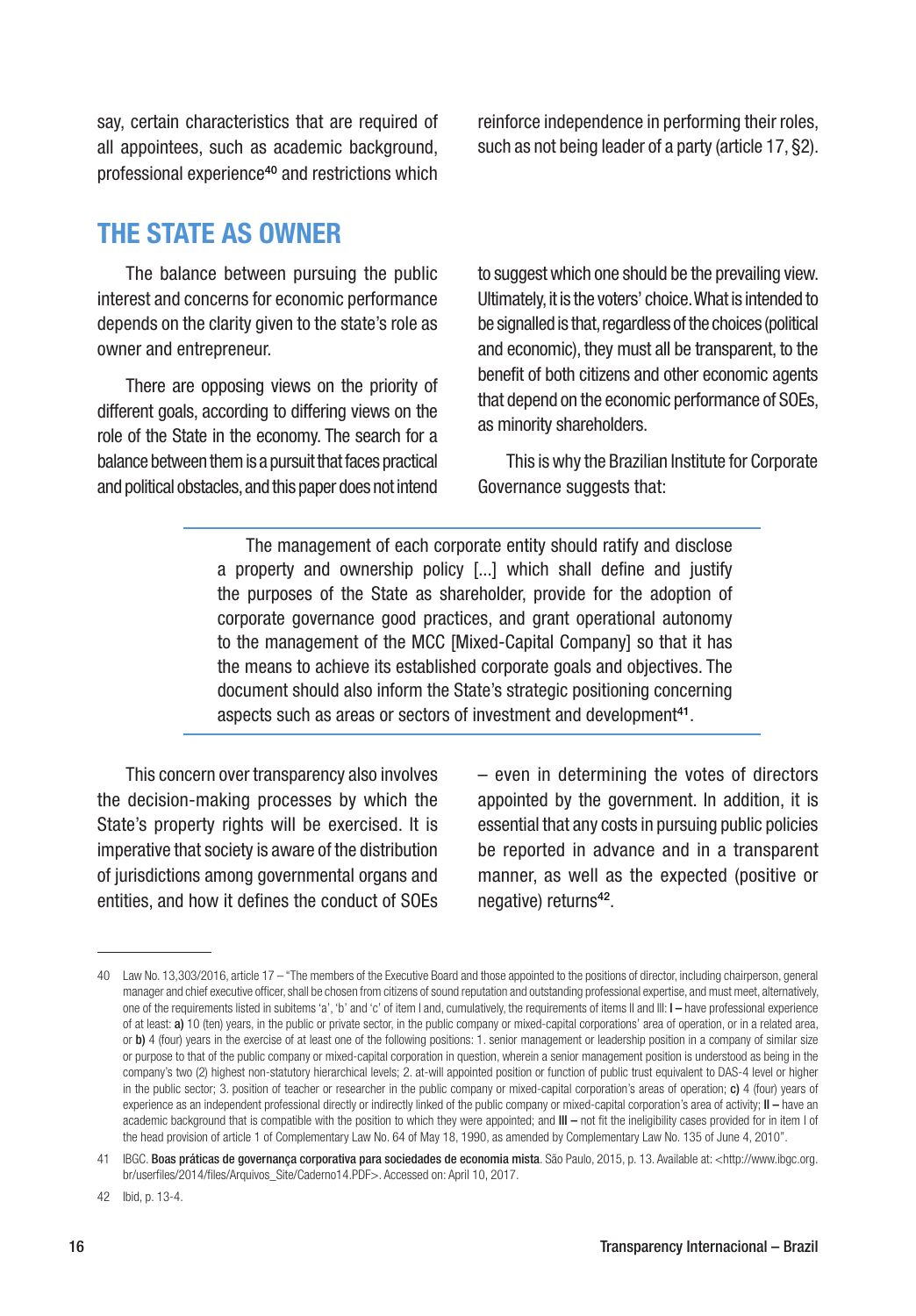say, certain characteristics that are required of all appointees, such as academic background, professional experience[40] and restrictions which reinforce independence in performing their roles, such as not being leader of a party (article 17, §2).

## THE STATE AS OWNER

The balance between pursuing the public interest and concerns for economic performance depends on the clarity given to the state's role as owner and entrepreneur.

There are opposing views on the priority of different goals, according to differing views on the role of the State in the economy. The search for a balance between them is a pursuit that faces practical and political obstacles, and this paper does not intend to suggest which one should be the prevailing view. Ultimately, it is the voters' choice. What is intended to be signalled is that, regardless of the choices (political and economic), they must all be transparent, to the benefit of both citizens and other economic agents that depend on the economic performance of SOEs, as minority shareholders.

This is why the Brazilian Institute for Corporate Governance suggests that:

> The management of each corporate entity should ratify and disclose a property and ownership policy [...] which shall define and justify the purposes of the State as shareholder, provide for the adoption of corporate governance good practices, and grant operational autonomy to the management of the MCC [Mixed-Capital Company] so that it has the means to achieve its established corporate goals and objectives. The document should also inform the State's strategic positioning concerning aspects such as areas or sectors of investment and development[41].

This concern over transparency also involves the decision-making processes by which the State's property rights will be exercised. It is imperative that society is aware of the distribution of jurisdictions among governmental organs and entities, and how it defines the conduct of SOEs – even in determining the votes of directors appointed by the government. In addition, it is essential that any costs in pursuing public policies be reported in advance and in a transparent manner, as well as the expected (positive or negative) returns[42].

---

40 Law No. 13,303/2016, article 17 – "The members of the Executive Board and those appointed to the positions of director, including chairperson, general manager and chief executive officer, shall be chosen from citizens of sound reputation and outstanding professional expertise, and must meet, alternatively, one of the requirements listed in subitems 'a', 'b' and 'c' of item I and, cumulatively, the requirements of items II and III: **I –** have professional experience of at least: **a)** 10 (ten) years, in the public or private sector, in the public company or mixed-capital corporations' area of operation, or in a related area, or **b)** 4 (four) years in the exercise of at least one of the following positions: 1. senior management or leadership position in a company of similar size or purpose to that of the public company or mixed-capital corporation in question, wherein a senior management position is understood as being in the company's two (2) highest non-statutory hierarchical levels; 2. at-will appointed position or function of public trust equivalent to DAS-4 level or higher in the public sector; 3. position of teacher or researcher in the public company or mixed-capital corporation's areas of operation; **c)** 4 (four) years of experience as an independent professional directly or indirectly linked of the public company or mixed-capital corporation's area of activity; **II –** have an academic background that is compatible with the position to which they were appointed; and **III –** not fit the ineligibility cases provided for in item I of the head provision of article 1 of Complementary Law No. 64 of May 18, 1990, as amended by Complementary Law No. 135 of June 4, 2010".

41 IBGC. **Boas práticas de governança corporativa para sociedades de economia mista**. São Paulo, 2015, p. 13. Available at: <http://www.ibgc.org.br/userfiles/2014/files/Arquivos_Site/Caderno14.PDF>. Accessed on: April 10, 2017.

42 Ibid, p. 13-4.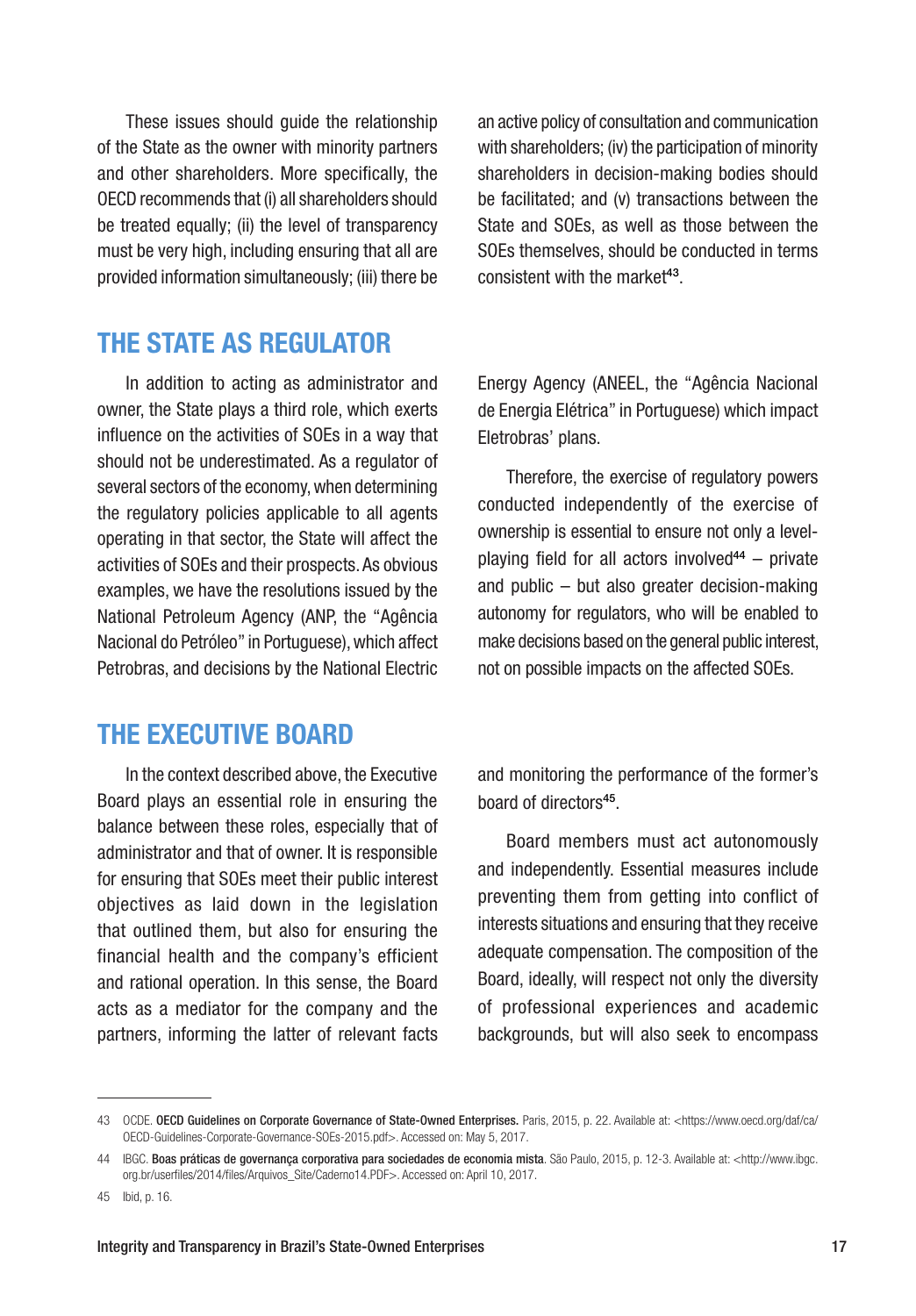These issues should guide the relationship of the State as the owner with minority partners and other shareholders. More specifically, the OECD recommends that (i) all shareholders should be treated equally; (ii) the level of transparency must be very high, including ensuring that all are provided information simultaneously; (iii) there be an active policy of consultation and communication with shareholders; (iv) the participation of minority shareholders in decision-making bodies should be facilitated; and (v) transactions between the State and SOEs, as well as those between the SOEs themselves, should be conducted in terms consistent with the market[43].

## THE STATE AS REGULATOR

In addition to acting as administrator and owner, the State plays a third role, which exerts influence on the activities of SOEs in a way that should not be underestimated. As a regulator of several sectors of the economy, when determining the regulatory policies applicable to all agents operating in that sector, the State will affect the activities of SOEs and their prospects. As obvious examples, we have the resolutions issued by the National Petroleum Agency (ANP, the "Agência Nacional do Petróleo" in Portuguese), which affect Petrobras, and decisions by the National Electric Energy Agency (ANEEL, the "Agência Nacional de Energia Elétrica" in Portuguese) which impact Eletrobras' plans.

Therefore, the exercise of regulatory powers conducted independently of the exercise of ownership is essential to ensure not only a level-playing field for all actors involved[44] – private and public – but also greater decision-making autonomy for regulators, who will be enabled to make decisions based on the general public interest, not on possible impacts on the affected SOEs.

## THE EXECUTIVE BOARD

In the context described above, the Executive Board plays an essential role in ensuring the balance between these roles, especially that of administrator and that of owner. It is responsible for ensuring that SOEs meet their public interest objectives as laid down in the legislation that outlined them, but also for ensuring the financial health and the company's efficient and rational operation. In this sense, the Board acts as a mediator for the company and the partners, informing the latter of relevant facts and monitoring the performance of the former's board of directors[45].

Board members must act autonomously and independently. Essential measures include preventing them from getting into conflict of interests situations and ensuring that they receive adequate compensation. The composition of the Board, ideally, will respect not only the diversity of professional experiences and academic backgrounds, but will also seek to encompass

---

43 OCDE. **OECD Guidelines on Corporate Governance of State-Owned Enterprises.** Paris, 2015, p. 22. Available at: <https://www.oecd.org/daf/ca/OECD-Guidelines-Corporate-Governance-SOEs-2015.pdf>. Accessed on: May 5, 2017.

44 IBGC. **Boas práticas de governança corporativa para sociedades de economia mista**. São Paulo, 2015, p. 12-3. Available at: <http://www.ibgc.org.br/userfiles/2014/files/Arquivos_Site/Caderno14.PDF>. Accessed on: April 10, 2017.

45 Ibid, p. 16.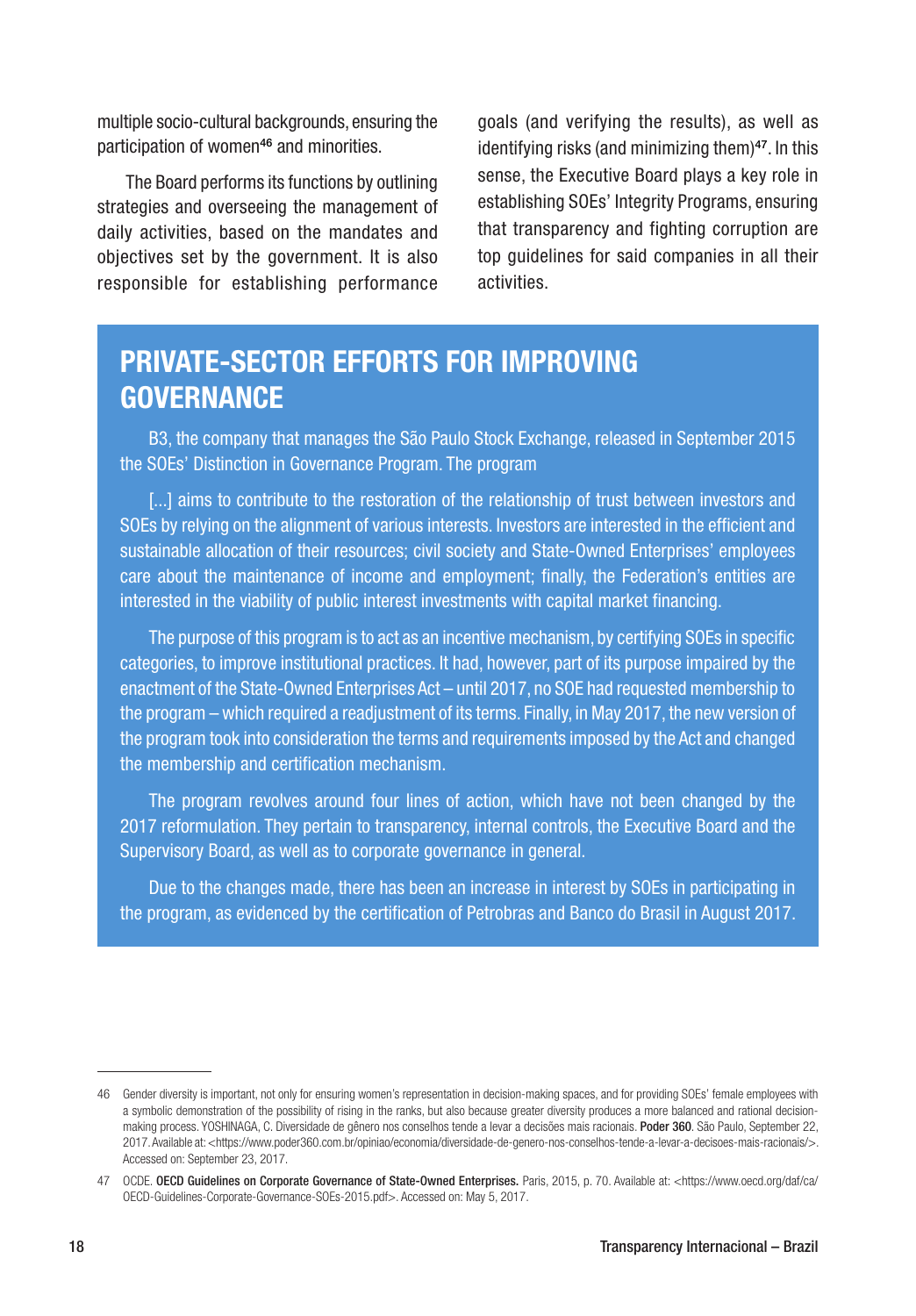multiple socio-cultural backgrounds, ensuring the participation of women[46] and minorities.

The Board performs its functions by outlining strategies and overseeing the management of daily activities, based on the mandates and objectives set by the government. It is also responsible for establishing performance goals (and verifying the results), as well as identifying risks (and minimizing them)[47]. In this sense, the Executive Board plays a key role in establishing SOEs' Integrity Programs, ensuring that transparency and fighting corruption are top guidelines for said companies in all their activities.

## PRIVATE-SECTOR EFFORTS FOR IMPROVING GOVERNANCE

B3, the company that manages the São Paulo Stock Exchange, released in September 2015 the SOEs' Distinction in Governance Program. The program

[...] aims to contribute to the restoration of the relationship of trust between investors and SOEs by relying on the alignment of various interests. Investors are interested in the efficient and sustainable allocation of their resources; civil society and State-Owned Enterprises' employees care about the maintenance of income and employment; finally, the Federation's entities are interested in the viability of public interest investments with capital market financing.

The purpose of this program is to act as an incentive mechanism, by certifying SOEs in specific categories, to improve institutional practices. It had, however, part of its purpose impaired by the enactment of the State-Owned Enterprises Act – until 2017, no SOE had requested membership to the program – which required a readjustment of its terms. Finally, in May 2017, the new version of the program took into consideration the terms and requirements imposed by the Act and changed the membership and certification mechanism.

The program revolves around four lines of action, which have not been changed by the 2017 reformulation. They pertain to transparency, internal controls, the Executive Board and the Supervisory Board, as well as to corporate governance in general.

Due to the changes made, there has been an increase in interest by SOEs in participating in the program, as evidenced by the certification of Petrobras and Banco do Brasil in August 2017.

---

46 Gender diversity is important, not only for ensuring women's representation in decision-making spaces, and for providing SOEs' female employees with a symbolic demonstration of the possibility of rising in the ranks, but also because greater diversity produces a more balanced and rational decision-making process. YOSHINAGA, C. Diversidade de gênero nos conselhos tende a levar a decisões mais racionais. **Poder 360**. São Paulo, September 22, 2017. Available at: <https://www.poder360.com.br/opiniao/economia/diversidade-de-genero-nos-conselhos-tende-a-levar-a-decisoes-mais-racionais/>. Accessed on: September 23, 2017.

47 OCDE. **OECD Guidelines on Corporate Governance of State-Owned Enterprises.** Paris, 2015, p. 70. Available at: <https://www.oecd.org/daf/ca/OECD-Guidelines-Corporate-Governance-SOEs-2015.pdf>. Accessed on: May 5, 2017.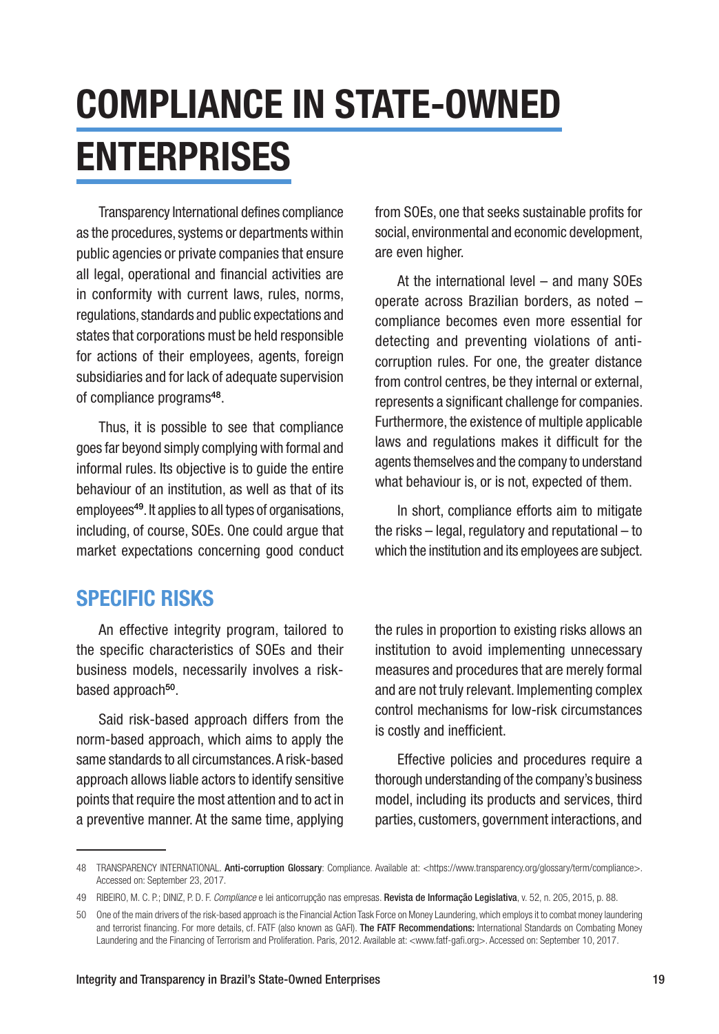# COMPLIANCE IN STATE-OWNED ENTERPRISES

Transparency International defines compliance as the procedures, systems or departments within public agencies or private companies that ensure all legal, operational and financial activities are in conformity with current laws, rules, norms, regulations, standards and public expectations and states that corporations must be held responsible for actions of their employees, agents, foreign subsidiaries and for lack of adequate supervision of compliance programs[48].

Thus, it is possible to see that compliance goes far beyond simply complying with formal and informal rules. Its objective is to guide the entire behaviour of an institution, as well as that of its employees[49]. It applies to all types of organisations, including, of course, SOEs. One could argue that market expectations concerning good conduct from SOEs, one that seeks sustainable profits for social, environmental and economic development, are even higher.

At the international level – and many SOEs operate across Brazilian borders, as noted – compliance becomes even more essential for detecting and preventing violations of anti-corruption rules. For one, the greater distance from control centres, be they internal or external, represents a significant challenge for companies. Furthermore, the existence of multiple applicable laws and regulations makes it difficult for the agents themselves and the company to understand what behaviour is, or is not, expected of them.

In short, compliance efforts aim to mitigate the risks – legal, regulatory and reputational – to which the institution and its employees are subject.

## SPECIFIC RISKS

An effective integrity program, tailored to the specific characteristics of SOEs and their business models, necessarily involves a risk-based approach[50].

Said risk-based approach differs from the norm-based approach, which aims to apply the same standards to all circumstances. A risk-based approach allows liable actors to identify sensitive points that require the most attention and to act in a preventive manner. At the same time, applying the rules in proportion to existing risks allows an institution to avoid implementing unnecessary measures and procedures that are merely formal and are not truly relevant. Implementing complex control mechanisms for low-risk circumstances is costly and inefficient.

Effective policies and procedures require a thorough understanding of the company's business model, including its products and services, third parties, customers, government interactions, and

---

48 TRANSPARENCY INTERNATIONAL. **Anti-corruption Glossary**: Compliance. Available at: <https://www.transparency.org/glossary/term/compliance>. Accessed on: September 23, 2017.

49 RIBEIRO, M. C. P.; DINIZ, P. D. F. *Compliance* e lei anticorrupção nas empresas. **Revista de Informação Legislativa**, v. 52, n. 205, 2015, p. 88.

50 One of the main drivers of the risk-based approach is the Financial Action Task Force on Money Laundering, which employs it to combat money laundering and terrorist financing. For more details, cf. FATF (also known as GAFI). **The FATF Recommendations:** International Standards on Combating Money Laundering and the Financing of Terrorism and Proliferation. Paris, 2012. Available at: <www.fatf-gafi.org>. Accessed on: September 10, 2017.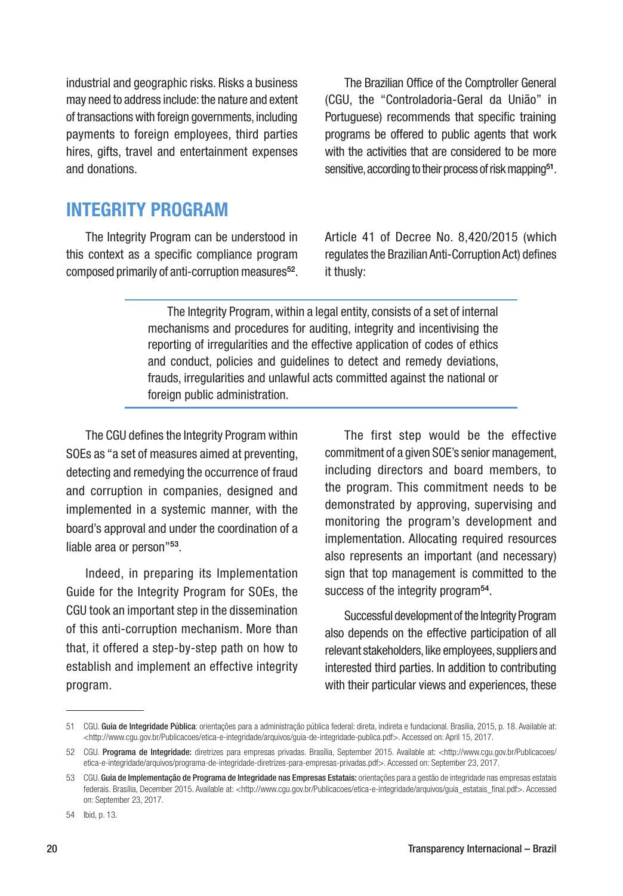industrial and geographic risks. Risks a business may need to address include: the nature and extent of transactions with foreign governments, including payments to foreign employees, third parties hires, gifts, travel and entertainment expenses and donations.

The Brazilian Office of the Comptroller General (CGU, the "Controladoria-Geral da União" in Portuguese) recommends that specific training programs be offered to public agents that work with the activities that are considered to be more sensitive, according to their process of risk mapping[51].

## INTEGRITY PROGRAM

The Integrity Program can be understood in this context as a specific compliance program composed primarily of anti-corruption measures[52]. Article 41 of Decree No. 8,420/2015 (which regulates the Brazilian Anti-Corruption Act) defines it thusly:

> The Integrity Program, within a legal entity, consists of a set of internal mechanisms and procedures for auditing, integrity and incentivising the reporting of irregularities and the effective application of codes of ethics and conduct, policies and guidelines to detect and remedy deviations, frauds, irregularities and unlawful acts committed against the national or foreign public administration.

The CGU defines the Integrity Program within SOEs as "a set of measures aimed at preventing, detecting and remedying the occurrence of fraud and corruption in companies, designed and implemented in a systemic manner, with the board's approval and under the coordination of a liable area or person"[53].

Indeed, in preparing its Implementation Guide for the Integrity Program for SOEs, the CGU took an important step in the dissemination of this anti-corruption mechanism. More than that, it offered a step-by-step path on how to establish and implement an effective integrity program.

The first step would be the effective commitment of a given SOE's senior management, including directors and board members, to the program. This commitment needs to be demonstrated by approving, supervising and monitoring the program's development and implementation. Allocating required resources also represents an important (and necessary) sign that top management is committed to the success of the integrity program[54].

Successful development of the Integrity Program also depends on the effective participation of all relevant stakeholders, like employees, suppliers and interested third parties. In addition to contributing with their particular views and experiences, these

---

51 CGU. **Guia de Integridade Pública**: orientações para a administração pública federal: direta, indireta e fundacional. Brasília, 2015, p. 18. Available at: <http://www.cgu.gov.br/Publicacoes/etica-e-integridade/arquivos/guia-de-integridade-publica.pdf>. Accessed on: April 15, 2017.

52 CGU. **Programa de Integridade:** diretrizes para empresas privadas. Brasília, September 2015. Available at: <http://www.cgu.gov.br/Publicacoes/etica-e-integridade/arquivos/programa-de-integridade-diretrizes-para-empresas-privadas.pdf>. Accessed on: September 23, 2017.

53 CGU. **Guia de Implementação de Programa de Integridade nas Empresas Estatais:** orientações para a gestão de integridade nas empresas estatais federais. Brasília, December 2015. Available at: <http://www.cgu.gov.br/Publicacoes/etica-e-integridade/arquivos/guia_estatais_final.pdf>. Accessed on: September 23, 2017.

54 Ibid, p. 13.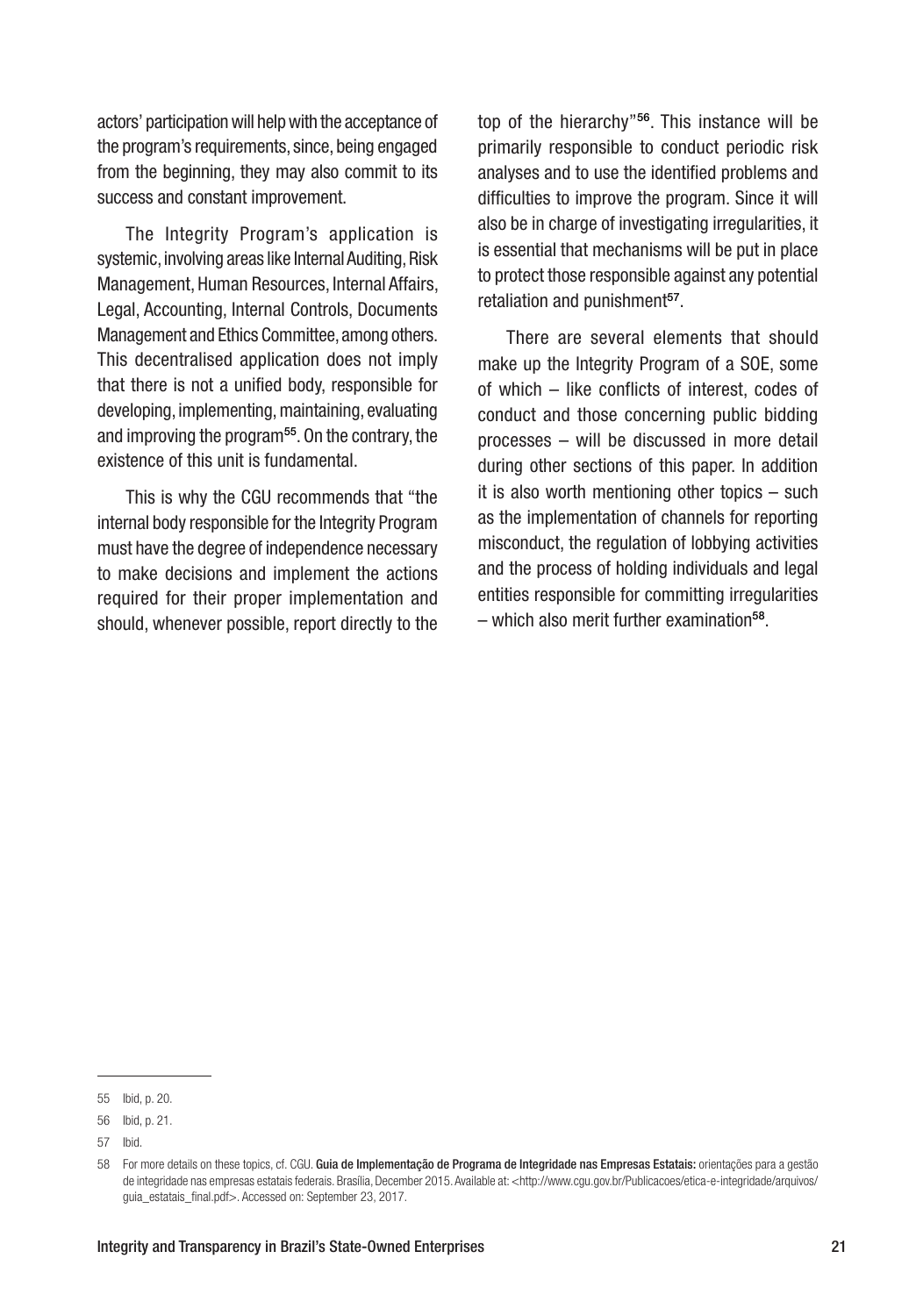actors' participation will help with the acceptance of the program's requirements, since, being engaged from the beginning, they may also commit to its success and constant improvement.

The Integrity Program's application is systemic, involving areas like Internal Auditing, Risk Management, Human Resources, Internal Affairs, Legal, Accounting, Internal Controls, Documents Management and Ethics Committee, among others. This decentralised application does not imply that there is not a unified body, responsible for developing, implementing, maintaining, evaluating and improving the program[55]. On the contrary, the existence of this unit is fundamental.

This is why the CGU recommends that "the internal body responsible for the Integrity Program must have the degree of independence necessary to make decisions and implement the actions required for their proper implementation and should, whenever possible, report directly to the top of the hierarchy"[56]. This instance will be primarily responsible to conduct periodic risk analyses and to use the identified problems and difficulties to improve the program. Since it will also be in charge of investigating irregularities, it is essential that mechanisms will be put in place to protect those responsible against any potential retaliation and punishment[57].

There are several elements that should make up the Integrity Program of a SOE, some of which – like conflicts of interest, codes of conduct and those concerning public bidding processes – will be discussed in more detail during other sections of this paper. In addition it is also worth mentioning other topics – such as the implementation of channels for reporting misconduct, the regulation of lobbying activities and the process of holding individuals and legal entities responsible for committing irregularities – which also merit further examination[58].

---

55 Ibid, p. 20.

56 Ibid, p. 21.

57 Ibid.

58 For more details on these topics, cf. CGU. **Guia de Implementação de Programa de Integridade nas Empresas Estatais:** orientações para a gestão de integridade nas empresas estatais federais. Brasília, December 2015. Available at: <http://www.cgu.gov.br/Publicacoes/etica-e-integridade/arquivos/guia_estatais_final.pdf>. Accessed on: September 23, 2017.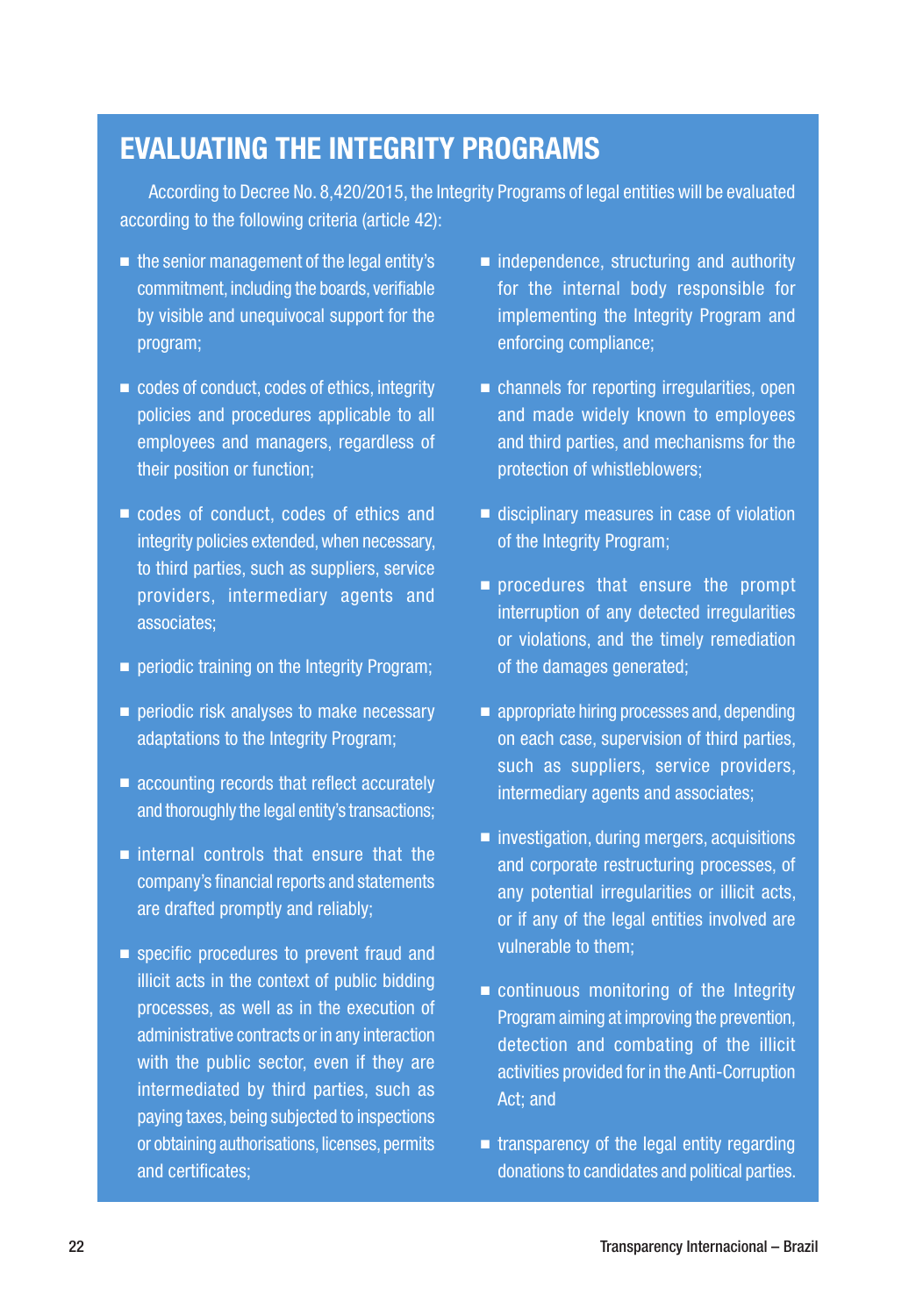## EVALUATING THE INTEGRITY PROGRAMS

According to Decree No. 8,420/2015, the Integrity Programs of legal entities will be evaluated according to the following criteria (article 42):

- the senior management of the legal entity's commitment, including the boards, verifiable by visible and unequivocal support for the program;
- codes of conduct, codes of ethics, integrity policies and procedures applicable to all employees and managers, regardless of their position or function;
- codes of conduct, codes of ethics and integrity policies extended, when necessary, to third parties, such as suppliers, service providers, intermediary agents and associates;
- periodic training on the Integrity Program;
- periodic risk analyses to make necessary adaptations to the Integrity Program;
- accounting records that reflect accurately and thoroughly the legal entity's transactions;
- internal controls that ensure that the company's financial reports and statements are drafted promptly and reliably;
- specific procedures to prevent fraud and illicit acts in the context of public bidding processes, as well as in the execution of administrative contracts or in any interaction with the public sector, even if they are intermediated by third parties, such as paying taxes, being subjected to inspections or obtaining authorisations, licenses, permits and certificates;
- independence, structuring and authority for the internal body responsible for implementing the Integrity Program and enforcing compliance;
- channels for reporting irregularities, open and made widely known to employees and third parties, and mechanisms for the protection of whistleblowers;
- disciplinary measures in case of violation of the Integrity Program;
- procedures that ensure the prompt interruption of any detected irregularities or violations, and the timely remediation of the damages generated;
- appropriate hiring processes and, depending on each case, supervision of third parties, such as suppliers, service providers, intermediary agents and associates;
- investigation, during mergers, acquisitions and corporate restructuring processes, of any potential irregularities or illicit acts, or if any of the legal entities involved are vulnerable to them;
- continuous monitoring of the Integrity Program aiming at improving the prevention, detection and combating of the illicit activities provided for in the Anti-Corruption Act; and
- transparency of the legal entity regarding donations to candidates and political parties.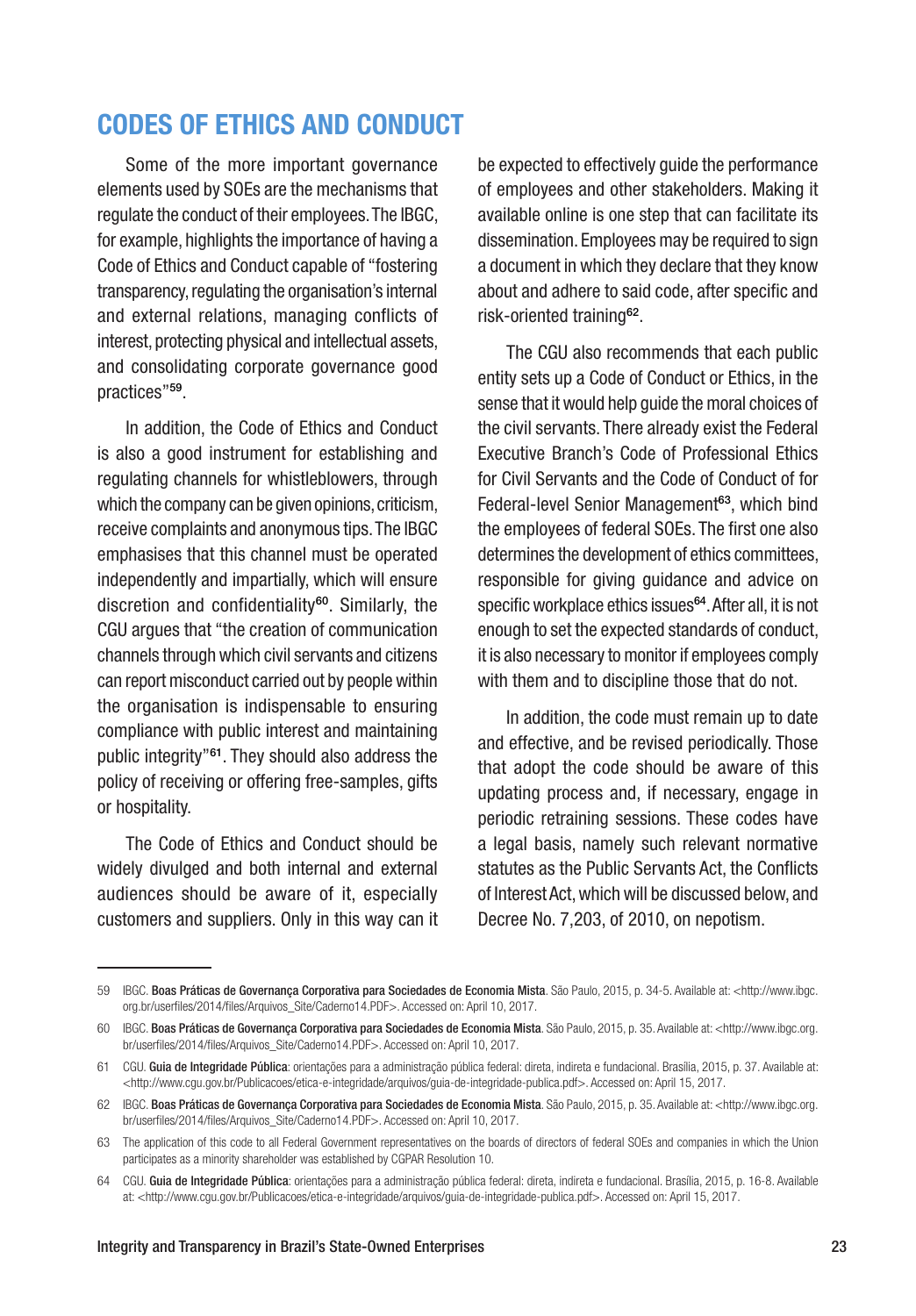## CODES OF ETHICS AND CONDUCT

Some of the more important governance elements used by SOEs are the mechanisms that regulate the conduct of their employees. The IBGC, for example, highlights the importance of having a Code of Ethics and Conduct capable of "fostering transparency, regulating the organisation's internal and external relations, managing conflicts of interest, protecting physical and intellectual assets, and consolidating corporate governance good practices"[59].

In addition, the Code of Ethics and Conduct is also a good instrument for establishing and regulating channels for whistleblowers, through which the company can be given opinions, criticism, receive complaints and anonymous tips. The IBGC emphasises that this channel must be operated independently and impartially, which will ensure discretion and confidentiality[60]. Similarly, the CGU argues that "the creation of communication channels through which civil servants and citizens can report misconduct carried out by people within the organisation is indispensable to ensuring compliance with public interest and maintaining public integrity"[61]. They should also address the policy of receiving or offering free-samples, gifts or hospitality.

The Code of Ethics and Conduct should be widely divulged and both internal and external audiences should be aware of it, especially customers and suppliers. Only in this way can it be expected to effectively guide the performance of employees and other stakeholders. Making it available online is one step that can facilitate its dissemination. Employees may be required to sign a document in which they declare that they know about and adhere to said code, after specific and risk-oriented training[62].

The CGU also recommends that each public entity sets up a Code of Conduct or Ethics, in the sense that it would help guide the moral choices of the civil servants. There already exist the Federal Executive Branch's Code of Professional Ethics for Civil Servants and the Code of Conduct of for Federal-level Senior Management[63], which bind the employees of federal SOEs. The first one also determines the development of ethics committees, responsible for giving guidance and advice on specific workplace ethics issues[64]. After all, it is not enough to set the expected standards of conduct, it is also necessary to monitor if employees comply with them and to discipline those that do not.

In addition, the code must remain up to date and effective, and be revised periodically. Those that adopt the code should be aware of this updating process and, if necessary, engage in periodic retraining sessions. These codes have a legal basis, namely such relevant normative statutes as the Public Servants Act, the Conflicts of Interest Act, which will be discussed below, and Decree No. 7,203, of 2010, on nepotism.

---

59 IBGC. **Boas Práticas de Governança Corporativa para Sociedades de Economia Mista**. São Paulo, 2015, p. 34-5. Available at: <http://www.ibgc.org.br/userfiles/2014/files/Arquivos_Site/Caderno14.PDF>. Accessed on: April 10, 2017.

60 IBGC. **Boas Práticas de Governança Corporativa para Sociedades de Economia Mista**. São Paulo, 2015, p. 35. Available at: <http://www.ibgc.org.br/userfiles/2014/files/Arquivos_Site/Caderno14.PDF>. Accessed on: April 10, 2017.

61 CGU. **Guia de Integridade Pública**: orientações para a administração pública federal: direta, indireta e fundacional. Brasília, 2015, p. 37. Available at: <http://www.cgu.gov.br/Publicacoes/etica-e-integridade/arquivos/guia-de-integridade-publica.pdf>. Accessed on: April 15, 2017.

62 IBGC. **Boas Práticas de Governança Corporativa para Sociedades de Economia Mista**. São Paulo, 2015, p. 35. Available at: <http://www.ibgc.org.br/userfiles/2014/files/Arquivos_Site/Caderno14.PDF>. Accessed on: April 10, 2017.

63 The application of this code to all Federal Government representatives on the boards of directors of federal SOEs and companies in which the Union participates as a minority shareholder was established by CGPAR Resolution 10.

64 CGU. **Guia de Integridade Pública**: orientações para a administração pública federal: direta, indireta e fundacional. Brasília, 2015, p. 16-8. Available at: <http://www.cgu.gov.br/Publicacoes/etica-e-integridade/arquivos/guia-de-integridade-publica.pdf>. Accessed on: April 15, 2017.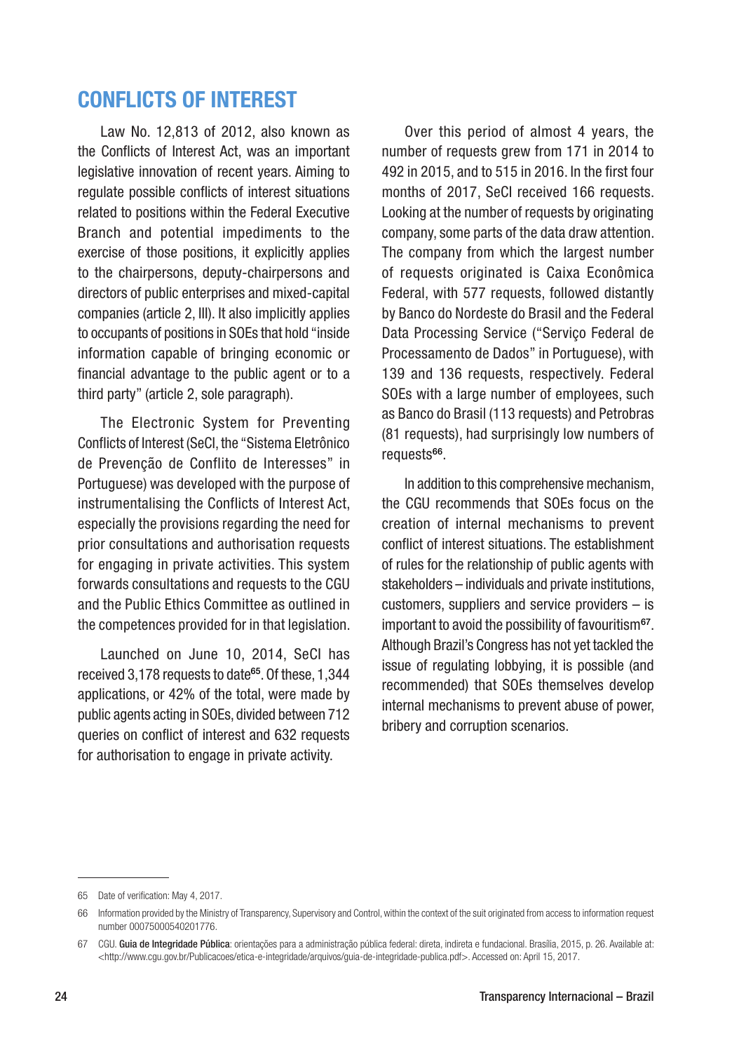## CONFLICTS OF INTEREST

Law No. 12,813 of 2012, also known as the Conflicts of Interest Act, was an important legislative innovation of recent years. Aiming to regulate possible conflicts of interest situations related to positions within the Federal Executive Branch and potential impediments to the exercise of those positions, it explicitly applies to the chairpersons, deputy-chairpersons and directors of public enterprises and mixed-capital companies (article 2, III). It also implicitly applies to occupants of positions in SOEs that hold "inside information capable of bringing economic or financial advantage to the public agent or to a third party" (article 2, sole paragraph).

The Electronic System for Preventing Conflicts of Interest (SeCI, the "Sistema Eletrônico de Prevenção de Conflito de Interesses" in Portuguese) was developed with the purpose of instrumentalising the Conflicts of Interest Act, especially the provisions regarding the need for prior consultations and authorisation requests for engaging in private activities. This system forwards consultations and requests to the CGU and the Public Ethics Committee as outlined in the competences provided for in that legislation.

Launched on June 10, 2014, SeCI has received 3,178 requests to date[65]. Of these, 1,344 applications, or 42% of the total, were made by public agents acting in SOEs, divided between 712 queries on conflict of interest and 632 requests for authorisation to engage in private activity.

Over this period of almost 4 years, the number of requests grew from 171 in 2014 to 492 in 2015, and to 515 in 2016. In the first four months of 2017, SeCI received 166 requests. Looking at the number of requests by originating company, some parts of the data draw attention. The company from which the largest number of requests originated is Caixa Econômica Federal, with 577 requests, followed distantly by Banco do Nordeste do Brasil and the Federal Data Processing Service ("Serviço Federal de Processamento de Dados" in Portuguese), with 139 and 136 requests, respectively. Federal SOEs with a large number of employees, such as Banco do Brasil (113 requests) and Petrobras (81 requests), had surprisingly low numbers of requests[66].

In addition to this comprehensive mechanism, the CGU recommends that SOEs focus on the creation of internal mechanisms to prevent conflict of interest situations. The establishment of rules for the relationship of public agents with stakeholders – individuals and private institutions, customers, suppliers and service providers – is important to avoid the possibility of favouritism[67]. Although Brazil's Congress has not yet tackled the issue of regulating lobbying, it is possible (and recommended) that SOEs themselves develop internal mechanisms to prevent abuse of power, bribery and corruption scenarios.

---

65 Date of verification: May 4, 2017.

66 Information provided by the Ministry of Transparency, Supervisory and Control, within the context of the suit originated from access to information request number 00075000540201776.

67 CGU. **Guia de Integridade Pública**: orientações para a administração pública federal: direta, indireta e fundacional. Brasília, 2015, p. 26. Available at: <http://www.cgu.gov.br/Publicacoes/etica-e-integridade/arquivos/guia-de-integridade-publica.pdf>. Accessed on: April 15, 2017.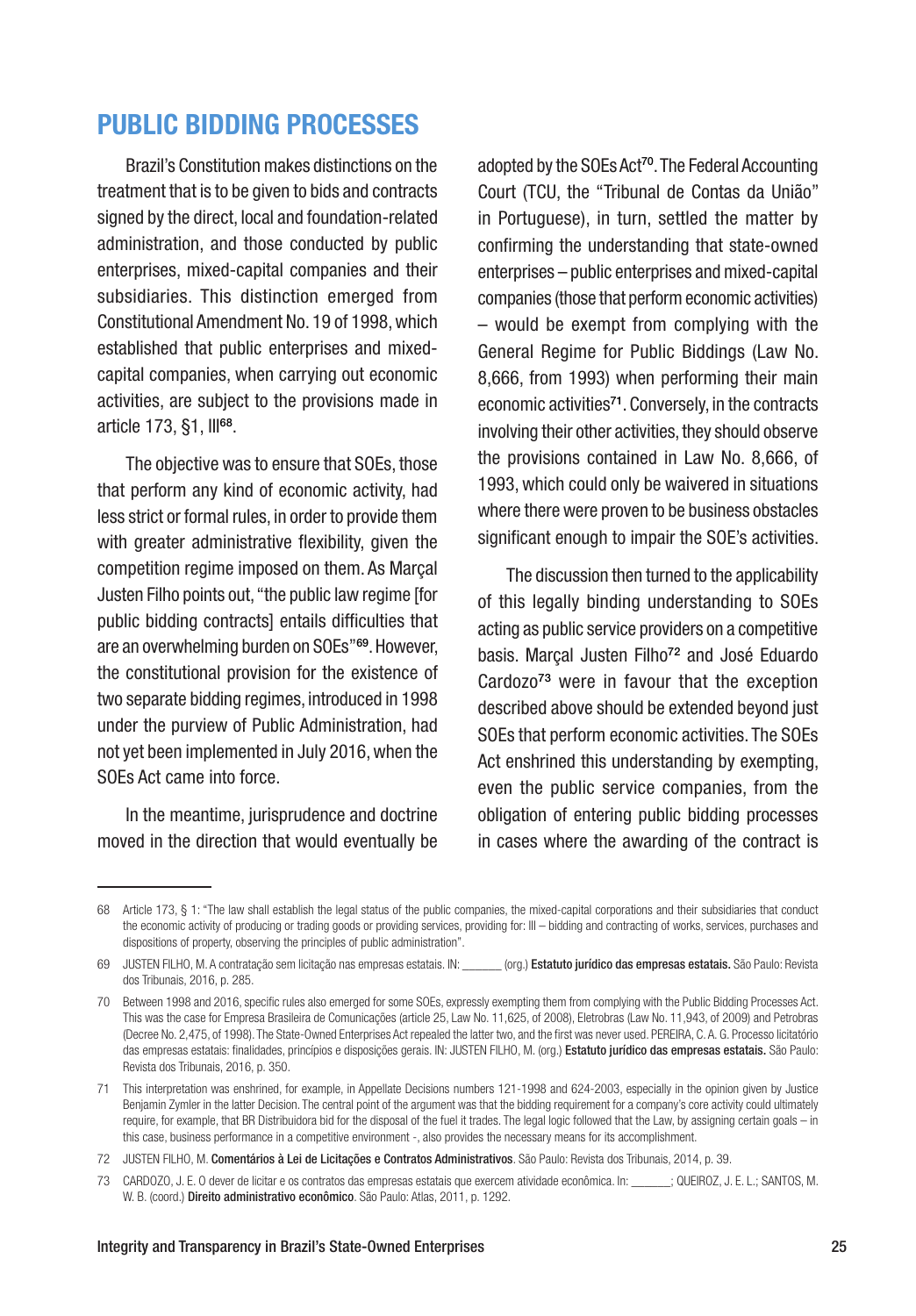## PUBLIC BIDDING PROCESSES

Brazil's Constitution makes distinctions on the treatment that is to be given to bids and contracts signed by the direct, local and foundation-related administration, and those conducted by public enterprises, mixed-capital companies and their subsidiaries. This distinction emerged from Constitutional Amendment No. 19 of 1998, which established that public enterprises and mixed-capital companies, when carrying out economic activities, are subject to the provisions made in article 173, §1, III[68].

The objective was to ensure that SOEs, those that perform any kind of economic activity, had less strict or formal rules, in order to provide them with greater administrative flexibility, given the competition regime imposed on them. As Marçal Justen Filho points out, "the public law regime [for public bidding contracts] entails difficulties that are an overwhelming burden on SOEs"[69]. However, the constitutional provision for the existence of two separate bidding regimes, introduced in 1998 under the purview of Public Administration, had not yet been implemented in July 2016, when the SOEs Act came into force.

In the meantime, jurisprudence and doctrine moved in the direction that would eventually be adopted by the SOEs Act[70]. The Federal Accounting Court (TCU, the "Tribunal de Contas da União" in Portuguese), in turn, settled the matter by confirming the understanding that state-owned enterprises – public enterprises and mixed-capital companies (those that perform economic activities) – would be exempt from complying with the General Regime for Public Biddings (Law No. 8,666, from 1993) when performing their main economic activities[71]. Conversely, in the contracts involving their other activities, they should observe the provisions contained in Law No. 8,666, of 1993, which could only be waivered in situations where there were proven to be business obstacles significant enough to impair the SOE's activities.

The discussion then turned to the applicability of this legally binding understanding to SOEs acting as public service providers on a competitive basis. Marçal Justen Filho[72] and José Eduardo Cardozo[73] were in favour that the exception described above should be extended beyond just SOEs that perform economic activities. The SOEs Act enshrined this understanding by exempting, even the public service companies, from the obligation of entering public bidding processes in cases where the awarding of the contract is

---

68 Article 173, § 1: "The law shall establish the legal status of the public companies, the mixed-capital corporations and their subsidiaries that conduct the economic activity of producing or trading goods or providing services, providing for: III – bidding and contracting of works, services, purchases and dispositions of property, observing the principles of public administration".

69 JUSTEN FILHO, M. A contratação sem licitação nas empresas estatais. IN: ______ (org.) **Estatuto jurídico das empresas estatais.** São Paulo: Revista dos Tribunais, 2016, p. 285.

70 Between 1998 and 2016, specific rules also emerged for some SOEs, expressly exempting them from complying with the Public Bidding Processes Act. This was the case for Empresa Brasileira de Comunicações (article 25, Law No. 11,625, of 2008), Eletrobras (Law No. 11,943, of 2009) and Petrobras (Decree No. 2,475, of 1998). The State-Owned Enterprises Act repealed the latter two, and the first was never used. PEREIRA, C. A. G. Processo licitatório das empresas estatais: finalidades, princípios e disposições gerais. IN: JUSTEN FILHO, M. (org.) **Estatuto jurídico das empresas estatais.** São Paulo: Revista dos Tribunais, 2016, p. 350.

71 This interpretation was enshrined, for example, in Appellate Decisions numbers 121-1998 and 624-2003, especially in the opinion given by Justice Benjamin Zymler in the latter Decision. The central point of the argument was that the bidding requirement for a company's core activity could ultimately require, for example, that BR Distribuidora bid for the disposal of the fuel it trades. The legal logic followed that the Law, by assigning certain goals – in this case, business performance in a competitive environment -, also provides the necessary means for its accomplishment.

72 JUSTEN FILHO, M. **Comentários à Lei de Licitações e Contratos Administrativos**. São Paulo: Revista dos Tribunais, 2014, p. 39.

73 CARDOZO, J. E. O dever de licitar e os contratos das empresas estatais que exercem atividade econômica. In: ______; QUEIROZ, J. E. L.; SANTOS, M. W. B. (coord.) **Direito administrativo econômico**. São Paulo: Atlas, 2011, p. 1292.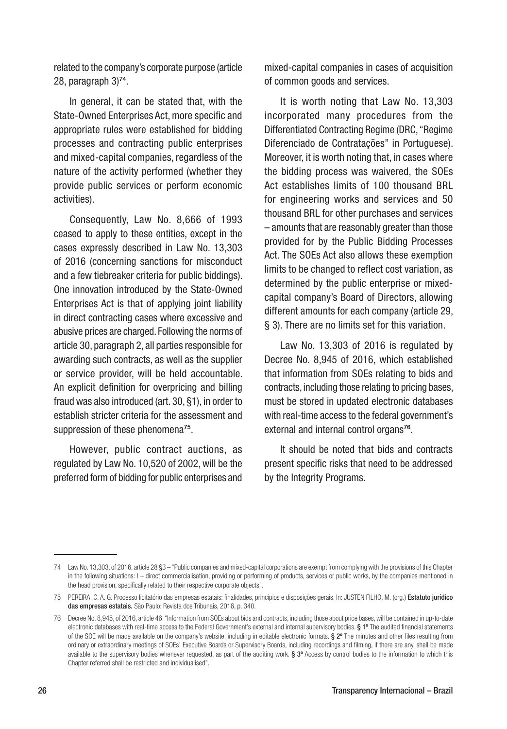related to the company's corporate purpose (article 28, paragraph 3)[74].

In general, it can be stated that, with the State-Owned Enterprises Act, more specific and appropriate rules were established for bidding processes and contracting public enterprises and mixed-capital companies, regardless of the nature of the activity performed (whether they provide public services or perform economic activities).

Consequently, Law No. 8,666 of 1993 ceased to apply to these entities, except in the cases expressly described in Law No. 13,303 of 2016 (concerning sanctions for misconduct and a few tiebreaker criteria for public biddings). One innovation introduced by the State-Owned Enterprises Act is that of applying joint liability in direct contracting cases where excessive and abusive prices are charged. Following the norms of article 30, paragraph 2, all parties responsible for awarding such contracts, as well as the supplier or service provider, will be held accountable. An explicit definition for overpricing and billing fraud was also introduced (art. 30, §1), in order to establish stricter criteria for the assessment and suppression of these phenomena[75].

However, public contract auctions, as regulated by Law No. 10,520 of 2002, will be the preferred form of bidding for public enterprises and mixed-capital companies in cases of acquisition of common goods and services.

It is worth noting that Law No. 13,303 incorporated many procedures from the Differentiated Contracting Regime (DRC, "Regime Diferenciado de Contratações" in Portuguese). Moreover, it is worth noting that, in cases where the bidding process was waivered, the SOEs Act establishes limits of 100 thousand BRL for engineering works and services and 50 thousand BRL for other purchases and services – amounts that are reasonably greater than those provided for by the Public Bidding Processes Act. The SOEs Act also allows these exemption limits to be changed to reflect cost variation, as determined by the public enterprise or mixed-capital company's Board of Directors, allowing different amounts for each company (article 29, § 3). There are no limits set for this variation.

Law No. 13,303 of 2016 is regulated by Decree No. 8,945 of 2016, which established that information from SOEs relating to bids and contracts, including those relating to pricing bases, must be stored in updated electronic databases with real-time access to the federal government's external and internal control organs[76].

It should be noted that bids and contracts present specific risks that need to be addressed by the Integrity Programs.

---

74 Law No. 13,303, of 2016, article 28 §3 – "Public companies and mixed-capital corporations are exempt from complying with the provisions of this Chapter in the following situations: I – direct commercialisation, providing or performing of products, services or public works, by the companies mentioned in the head provision, specifically related to their respective corporate objects".

75 PEREIRA, C. A. G. Processo licitatório das empresas estatais: finalidades, princípios e disposições gerais. In: JUSTEN FILHO, M. (org.) **Estatuto jurídico das empresas estatais.** São Paulo: Revista dos Tribunais, 2016, p. 340.

76 Decree No. 8,945, of 2016, article 46: "Information from SOEs about bids and contracts, including those about price bases, will be contained in up-to-date electronic databases with real-time access to the Federal Government's external and internal supervisory bodies. **§ 1º** The audited financial statements of the SOE will be made available on the company's website, including in editable electronic formats. **§ 2º** The minutes and other files resulting from ordinary or extraordinary meetings of SOEs' Executive Boards or Supervisory Boards, including recordings and filming, if there are any, shall be made available to the supervisory bodies whenever requested, as part of the auditing work. **§ 3º** Access by control bodies to the information to which this Chapter referred shall be restricted and individualised".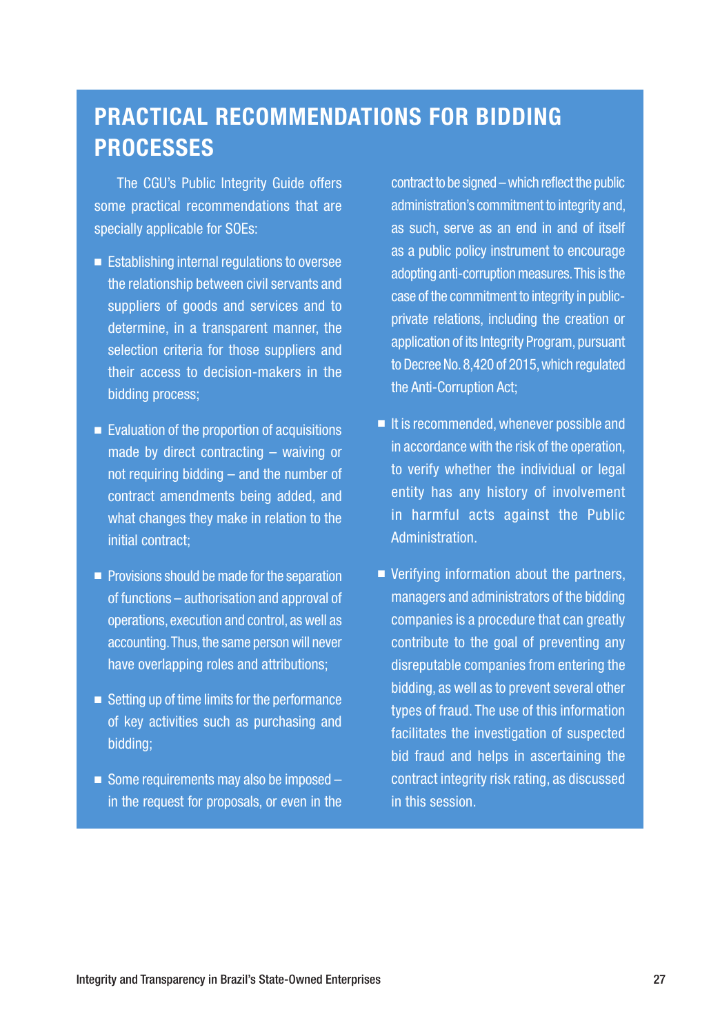## PRACTICAL RECOMMENDATIONS FOR BIDDING PROCESSES

The CGU's Public Integrity Guide offers some practical recommendations that are specially applicable for SOEs:

- Establishing internal regulations to oversee the relationship between civil servants and suppliers of goods and services and to determine, in a transparent manner, the selection criteria for those suppliers and their access to decision-makers in the bidding process;
- Evaluation of the proportion of acquisitions made by direct contracting – waiving or not requiring bidding – and the number of contract amendments being added, and what changes they make in relation to the initial contract;
- Provisions should be made for the separation of functions – authorisation and approval of operations, execution and control, as well as accounting. Thus, the same person will never have overlapping roles and attributions;
- Setting up of time limits for the performance of key activities such as purchasing and bidding;
- Some requirements may also be imposed – in the request for proposals, or even in the contract to be signed – which reflect the public administration's commitment to integrity and, as such, serve as an end in and of itself as a public policy instrument to encourage adopting anti-corruption measures. This is the case of the commitment to integrity in public-private relations, including the creation or application of its Integrity Program, pursuant to Decree No. 8,420 of 2015, which regulated the Anti-Corruption Act;
- It is recommended, whenever possible and in accordance with the risk of the operation, to verify whether the individual or legal entity has any history of involvement in harmful acts against the Public Administration.
- Verifying information about the partners, managers and administrators of the bidding companies is a procedure that can greatly contribute to the goal of preventing any disreputable companies from entering the bidding, as well as to prevent several other types of fraud. The use of this information facilitates the investigation of suspected bid fraud and helps in ascertaining the contract integrity risk rating, as discussed in this session.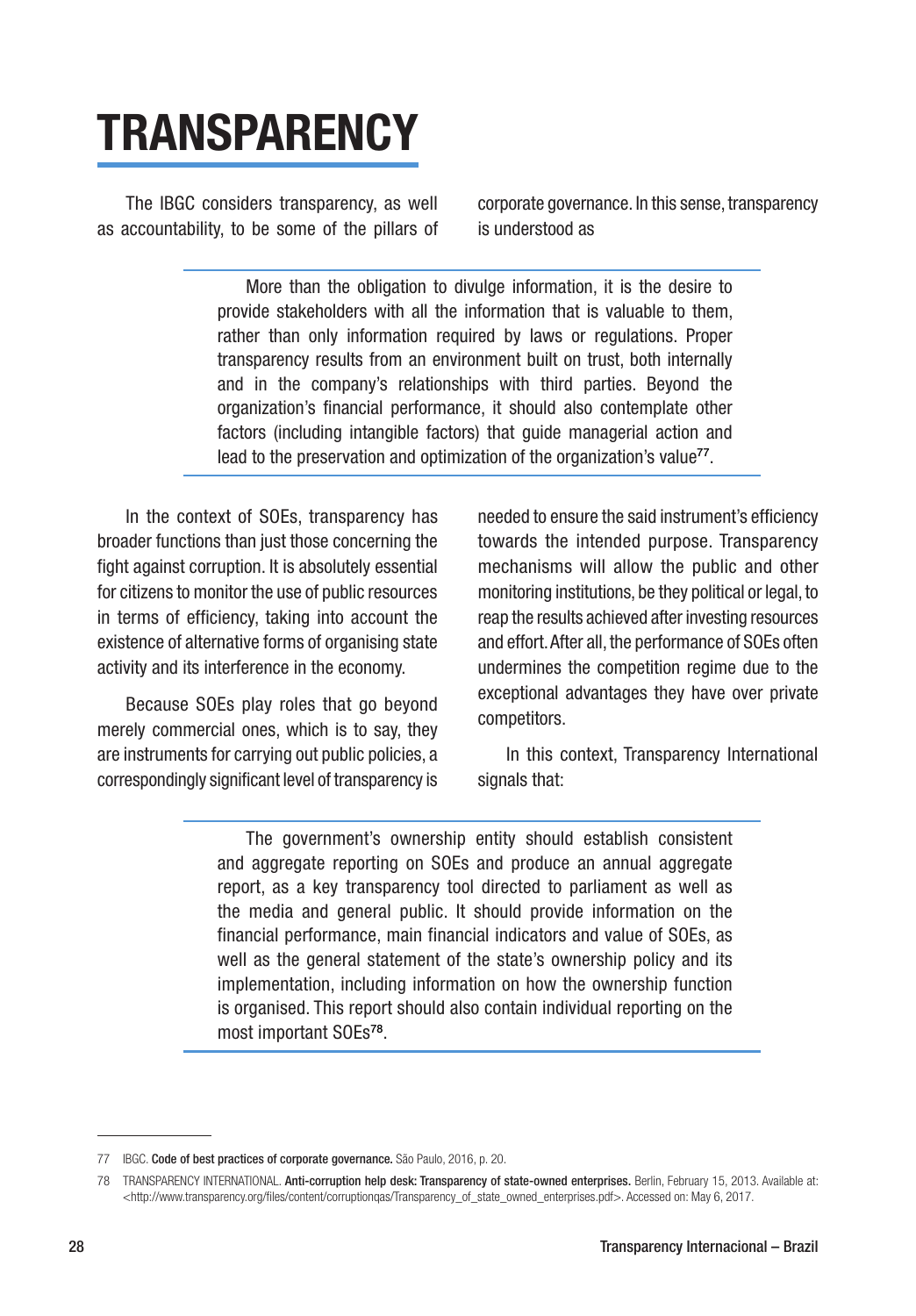# TRANSPARENCY

The IBGC considers transparency, as well as accountability, to be some of the pillars of corporate governance. In this sense, transparency is understood as

> More than the obligation to divulge information, it is the desire to provide stakeholders with all the information that is valuable to them, rather than only information required by laws or regulations. Proper transparency results from an environment built on trust, both internally and in the company's relationships with third parties. Beyond the organization's financial performance, it should also contemplate other factors (including intangible factors) that guide managerial action and lead to the preservation and optimization of the organization's value[77].

In the context of SOEs, transparency has broader functions than just those concerning the fight against corruption. It is absolutely essential for citizens to monitor the use of public resources in terms of efficiency, taking into account the existence of alternative forms of organising state activity and its interference in the economy.

Because SOEs play roles that go beyond merely commercial ones, which is to say, they are instruments for carrying out public policies, a correspondingly significant level of transparency is needed to ensure the said instrument's efficiency towards the intended purpose. Transparency mechanisms will allow the public and other monitoring institutions, be they political or legal, to reap the results achieved after investing resources and effort. After all, the performance of SOEs often undermines the competition regime due to the exceptional advantages they have over private competitors.

In this context, Transparency International signals that:

> The government's ownership entity should establish consistent and aggregate reporting on SOEs and produce an annual aggregate report, as a key transparency tool directed to parliament as well as the media and general public. It should provide information on the financial performance, main financial indicators and value of SOEs, as well as the general statement of the state's ownership policy and its implementation, including information on how the ownership function is organised. This report should also contain individual reporting on the most important SOEs[78].

---

77 IBGC. **Code of best practices of corporate governance.** São Paulo, 2016, p. 20.

78 TRANSPARENCY INTERNATIONAL. **Anti-corruption help desk: Transparency of state-owned enterprises.** Berlin, February 15, 2013. Available at: <http://www.transparency.org/files/content/corruptionqas/Transparency_of_state_owned_enterprises.pdf>. Accessed on: May 6, 2017.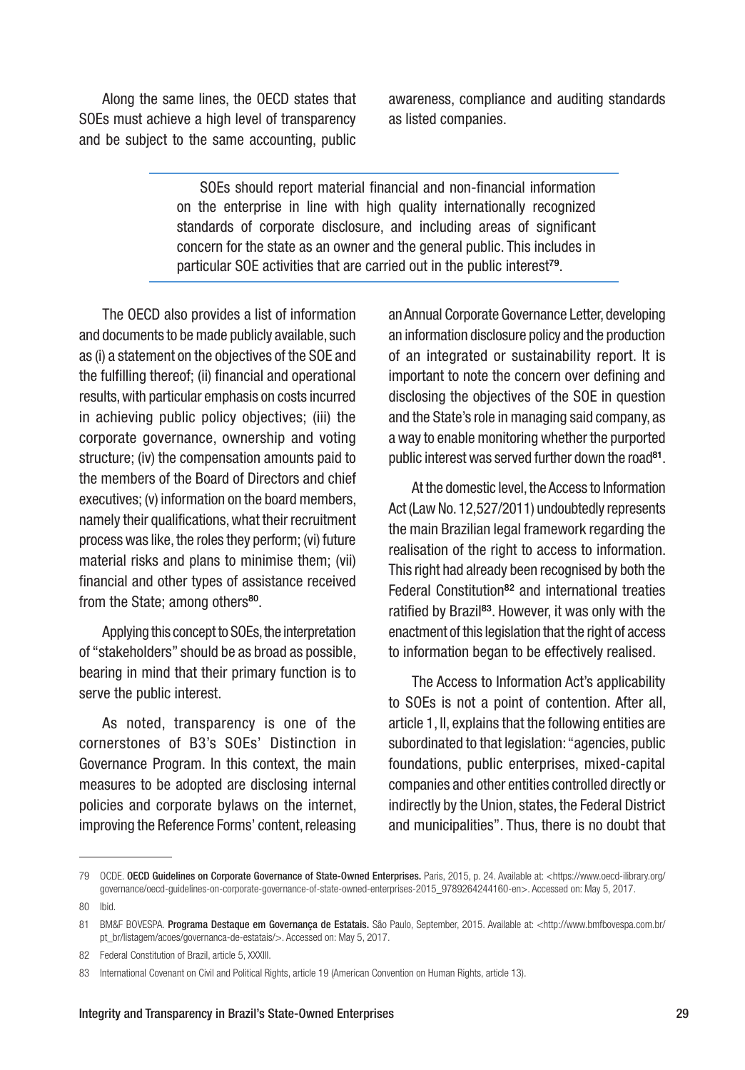Along the same lines, the OECD states that SOEs must achieve a high level of transparency and be subject to the same accounting, public awareness, compliance and auditing standards as listed companies.

> SOEs should report material financial and non-financial information on the enterprise in line with high quality internationally recognized standards of corporate disclosure, and including areas of significant concern for the state as an owner and the general public. This includes in particular SOE activities that are carried out in the public interest[79].

The OECD also provides a list of information and documents to be made publicly available, such as (i) a statement on the objectives of the SOE and the fulfilling thereof; (ii) financial and operational results, with particular emphasis on costs incurred in achieving public policy objectives; (iii) the corporate governance, ownership and voting structure; (iv) the compensation amounts paid to the members of the Board of Directors and chief executives; (v) information on the board members, namely their qualifications, what their recruitment process was like, the roles they perform; (vi) future material risks and plans to minimise them; (vii) financial and other types of assistance received from the State; among others[80].

Applying this concept to SOEs, the interpretation of "stakeholders" should be as broad as possible, bearing in mind that their primary function is to serve the public interest.

As noted, transparency is one of the cornerstones of B3's SOEs' Distinction in Governance Program. In this context, the main measures to be adopted are disclosing internal policies and corporate bylaws on the internet, improving the Reference Forms' content, releasing an Annual Corporate Governance Letter, developing an information disclosure policy and the production of an integrated or sustainability report. It is important to note the concern over defining and disclosing the objectives of the SOE in question and the State's role in managing said company, as a way to enable monitoring whether the purported public interest was served further down the road[81].

At the domestic level, the Access to Information Act (Law No. 12,527/2011) undoubtedly represents the main Brazilian legal framework regarding the realisation of the right to access to information. This right had already been recognised by both the Federal Constitution[82] and international treaties ratified by Brazil[83]. However, it was only with the enactment of this legislation that the right of access to information began to be effectively realised.

The Access to Information Act's applicability to SOEs is not a point of contention. After all, article 1, II, explains that the following entities are subordinated to that legislation: "agencies, public foundations, public enterprises, mixed-capital companies and other entities controlled directly or indirectly by the Union, states, the Federal District and municipalities". Thus, there is no doubt that

---

79 OCDE. **OECD Guidelines on Corporate Governance of State-Owned Enterprises.** Paris, 2015, p. 24. Available at: <https://www.oecd-ilibrary.org/governance/oecd-guidelines-on-corporate-governance-of-state-owned-enterprises-2015_9789264244160-en>. Accessed on: May 5, 2017.

80 Ibid.

81 BM&F BOVESPA. **Programa Destaque em Governança de Estatais.** São Paulo, September, 2015. Available at: <http://www.bmfbovespa.com.br/pt_br/listagem/acoes/governanca-de-estatais/>. Accessed on: May 5, 2017.

82 Federal Constitution of Brazil, article 5, XXXIII.

83 International Covenant on Civil and Political Rights, article 19 (American Convention on Human Rights, article 13).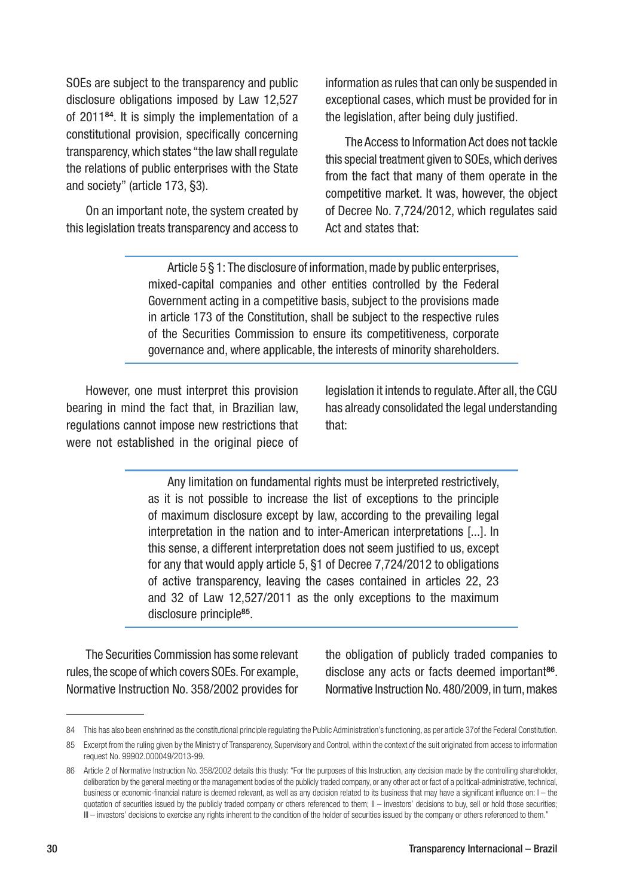SOEs are subject to the transparency and public disclosure obligations imposed by Law 12,527 of 2011[84]. It is simply the implementation of a constitutional provision, specifically concerning transparency, which states "the law shall regulate the relations of public enterprises with the State and society" (article 173, §3).

On an important note, the system created by this legislation treats transparency and access to information as rules that can only be suspended in exceptional cases, which must be provided for in the legislation, after being duly justified.

The Access to Information Act does not tackle this special treatment given to SOEs, which derives from the fact that many of them operate in the competitive market. It was, however, the object of Decree No. 7,724/2012, which regulates said Act and states that:

> Article 5 § 1: The disclosure of information, made by public enterprises, mixed-capital companies and other entities controlled by the Federal Government acting in a competitive basis, subject to the provisions made in article 173 of the Constitution, shall be subject to the respective rules of the Securities Commission to ensure its competitiveness, corporate governance and, where applicable, the interests of minority shareholders.

However, one must interpret this provision bearing in mind the fact that, in Brazilian law, regulations cannot impose new restrictions that were not established in the original piece of legislation it intends to regulate. After all, the CGU has already consolidated the legal understanding that:

> Any limitation on fundamental rights must be interpreted restrictively, as it is not possible to increase the list of exceptions to the principle of maximum disclosure except by law, according to the prevailing legal interpretation in the nation and to inter-American interpretations [...]. In this sense, a different interpretation does not seem justified to us, except for any that would apply article 5, §1 of Decree 7,724/2012 to obligations of active transparency, leaving the cases contained in articles 22, 23 and 32 of Law 12,527/2011 as the only exceptions to the maximum disclosure principle[85].

The Securities Commission has some relevant rules, the scope of which covers SOEs. For example, Normative Instruction No. 358/2002 provides for the obligation of publicly traded companies to disclose any acts or facts deemed important[86]. Normative Instruction No. 480/2009, in turn, makes

---

84 This has also been enshrined as the constitutional principle regulating the Public Administration's functioning, as per article 37of the Federal Constitution.

85 Excerpt from the ruling given by the Ministry of Transparency, Supervisory and Control, within the context of the suit originated from access to information request No. 99902.000049/2013-99.

86 Article 2 of Normative Instruction No. 358/2002 details this thusly: "For the purposes of this Instruction, any decision made by the controlling shareholder, deliberation by the general meeting or the management bodies of the publicly traded company, or any other act or fact of a political-administrative, technical, business or economic-financial nature is deemed relevant, as well as any decision related to its business that may have a significant influence on: I – the quotation of securities issued by the publicly traded company or others referenced to them; II – investors' decisions to buy, sell or hold those securities; III – investors' decisions to exercise any rights inherent to the condition of the holder of securities issued by the company or others referenced to them."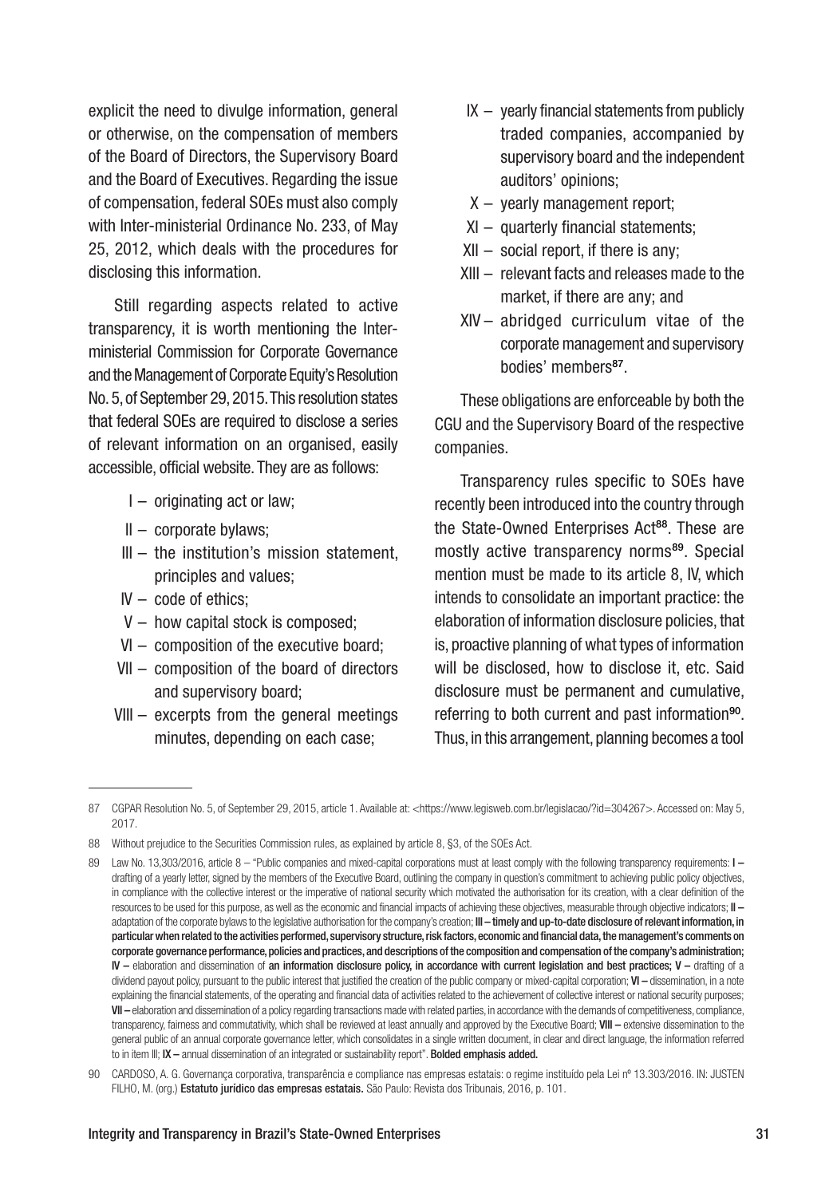explicit the need to divulge information, general or otherwise, on the compensation of members of the Board of Directors, the Supervisory Board and the Board of Executives. Regarding the issue of compensation, federal SOEs must also comply with Inter-ministerial Ordinance No. 233, of May 25, 2012, which deals with the procedures for disclosing this information.

Still regarding aspects related to active transparency, it is worth mentioning the Inter-ministerial Commission for Corporate Governance and the Management of Corporate Equity's Resolution No. 5, of September 29, 2015. This resolution states that federal SOEs are required to disclose a series of relevant information on an organised, easily accessible, official website. They are as follows:

- I – originating act or law;
- II – corporate bylaws;
- III – the institution's mission statement, principles and values;
- IV – code of ethics;
- V – how capital stock is composed;
- VI – composition of the executive board;
- VII – composition of the board of directors and supervisory board;
- VIII – excerpts from the general meetings minutes, depending on each case;
- IX – yearly financial statements from publicly traded companies, accompanied by supervisory board and the independent auditors' opinions;
- X – yearly management report;
- XI – quarterly financial statements;
- XII – social report, if there is any;
- XIII – relevant facts and releases made to the market, if there are any; and
- XIV – abridged curriculum vitae of the corporate management and supervisory bodies' members[87].

These obligations are enforceable by both the CGU and the Supervisory Board of the respective companies.

Transparency rules specific to SOEs have recently been introduced into the country through the State-Owned Enterprises Act[88]. These are mostly active transparency norms[89]. Special mention must be made to its article 8, IV, which intends to consolidate an important practice: the elaboration of information disclosure policies, that is, proactive planning of what types of information will be disclosed, how to disclose it, etc. Said disclosure must be permanent and cumulative, referring to both current and past information[90]. Thus, in this arrangement, planning becomes a tool

---

87 CGPAR Resolution No. 5, of September 29, 2015, article 1. Available at: <https://www.legisweb.com.br/legislacao/?id=304267>. Accessed on: May 5, 2017.

88 Without prejudice to the Securities Commission rules, as explained by article 8, §3, of the SOEs Act.

89 Law No. 13,303/2016, article 8 – "Public companies and mixed-capital corporations must at least comply with the following transparency requirements: **I –** drafting of a yearly letter, signed by the members of the Executive Board, outlining the company in question's commitment to achieving public policy objectives, in compliance with the collective interest or the imperative of national security which motivated the authorisation for its creation, with a clear definition of the resources to be used for this purpose, as well as the economic and financial impacts of achieving these objectives, measurable through objective indicators; **II –** adaptation of the corporate bylaws to the legislative authorisation for the company's creation; **III – timely and up-to-date disclosure of relevant information, in particular when related to the activities performed, supervisory structure, risk factors, economic and financial data, the management's comments on corporate governance performance, policies and practices, and descriptions of the composition and compensation of the company's administration; IV –** elaboration and dissemination of **an information disclosure policy, in accordance with current legislation and best practices; V –** drafting of a dividend payout policy, pursuant to the public interest that justified the creation of the public company or mixed-capital corporation; **VI –** dissemination, in a note explaining the financial statements, of the operating and financial data of activities related to the achievement of collective interest or national security purposes; **VII –** elaboration and dissemination of a policy regarding transactions made with related parties, in accordance with the demands of competitiveness, compliance, transparency, fairness and commutativity, which shall be reviewed at least annually and approved by the Executive Board; **VIII –** extensive dissemination to the general public of an annual corporate governance letter, which consolidates in a single written document, in clear and direct language, the information referred to in item III; **IX –** annual dissemination of an integrated or sustainability report". **Bolded emphasis added.**

90 CARDOSO, A. G. Governança corporativa, transparência e compliance nas empresas estatais: o regime instituído pela Lei nº 13.303/2016. IN: JUSTEN FILHO, M. (org.) **Estatuto jurídico das empresas estatais.** São Paulo: Revista dos Tribunais, 2016, p. 101.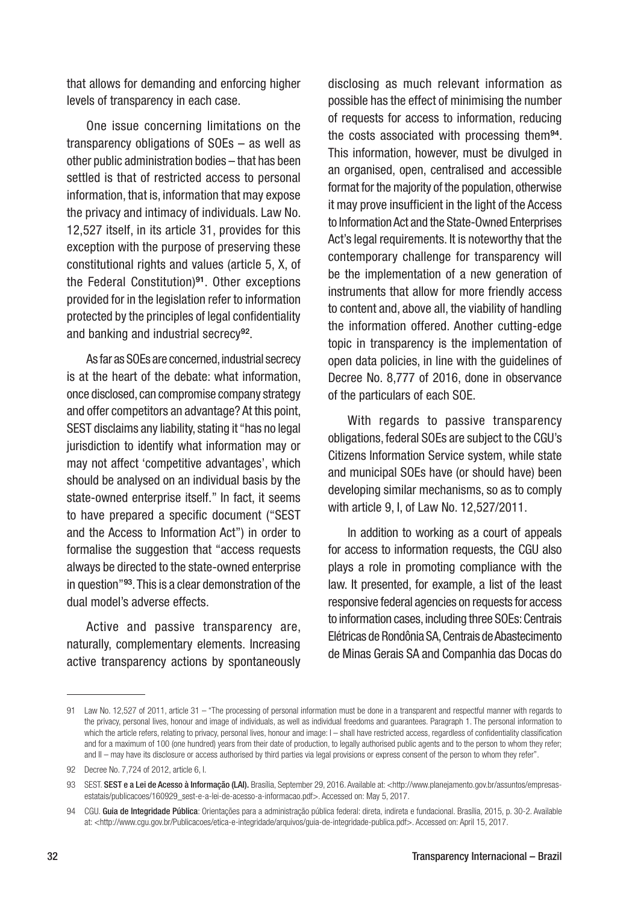that allows for demanding and enforcing higher levels of transparency in each case.

One issue concerning limitations on the transparency obligations of SOEs – as well as other public administration bodies – that has been settled is that of restricted access to personal information, that is, information that may expose the privacy and intimacy of individuals. Law No. 12,527 itself, in its article 31, provides for this exception with the purpose of preserving these constitutional rights and values (article 5, X, of the Federal Constitution)[91]. Other exceptions provided for in the legislation refer to information protected by the principles of legal confidentiality and banking and industrial secrecy[92].

As far as SOEs are concerned, industrial secrecy is at the heart of the debate: what information, once disclosed, can compromise company strategy and offer competitors an advantage? At this point, SEST disclaims any liability, stating it "has no legal jurisdiction to identify what information may or may not affect 'competitive advantages', which should be analysed on an individual basis by the state-owned enterprise itself." In fact, it seems to have prepared a specific document ("SEST and the Access to Information Act") in order to formalise the suggestion that "access requests always be directed to the state-owned enterprise in question"[93]. This is a clear demonstration of the dual model's adverse effects.

Active and passive transparency are, naturally, complementary elements. Increasing active transparency actions by spontaneously disclosing as much relevant information as possible has the effect of minimising the number of requests for access to information, reducing the costs associated with processing them[94]. This information, however, must be divulged in an organised, open, centralised and accessible format for the majority of the population, otherwise it may prove insufficient in the light of the Access to Information Act and the State-Owned Enterprises Act's legal requirements. It is noteworthy that the contemporary challenge for transparency will be the implementation of a new generation of instruments that allow for more friendly access to content and, above all, the viability of handling the information offered. Another cutting-edge topic in transparency is the implementation of open data policies, in line with the guidelines of Decree No. 8,777 of 2016, done in observance of the particulars of each SOE.

With regards to passive transparency obligations, federal SOEs are subject to the CGU's Citizens Information Service system, while state and municipal SOEs have (or should have) been developing similar mechanisms, so as to comply with article 9, I, of Law No. 12,527/2011.

In addition to working as a court of appeals for access to information requests, the CGU also plays a role in promoting compliance with the law. It presented, for example, a list of the least responsive federal agencies on requests for access to information cases, including three SOEs: Centrais Elétricas de Rondônia SA, Centrais de Abastecimento de Minas Gerais SA and Companhia das Docas do

---

91 Law No. 12,527 of 2011, article 31 – "The processing of personal information must be done in a transparent and respectful manner with regards to the privacy, personal lives, honour and image of individuals, as well as individual freedoms and guarantees. Paragraph 1. The personal information to which the article refers, relating to privacy, personal lives, honour and image: I – shall have restricted access, regardless of confidentiality classification and for a maximum of 100 (one hundred) years from their date of production, to legally authorised public agents and to the person to whom they refer; and II – may have its disclosure or access authorised by third parties via legal provisions or express consent of the person to whom they refer".

92 Decree No. 7,724 of 2012, article 6, I.

93 SEST. **SEST e a Lei de Acesso à Informação (LAI).** Brasília, September 29, 2016. Available at: <http://www.planejamento.gov.br/assuntos/empresas-estatais/publicacoes/160929_sest-e-a-lei-de-acesso-a-informacao.pdf>. Accessed on: May 5, 2017.

94 CGU. **Guia de Integridade Pública**: Orientações para a administração pública federal: direta, indireta e fundacional. Brasília, 2015, p. 30-2. Available at: <http://www.cgu.gov.br/Publicacoes/etica-e-integridade/arquivos/guia-de-integridade-publica.pdf>. Accessed on: April 15, 2017.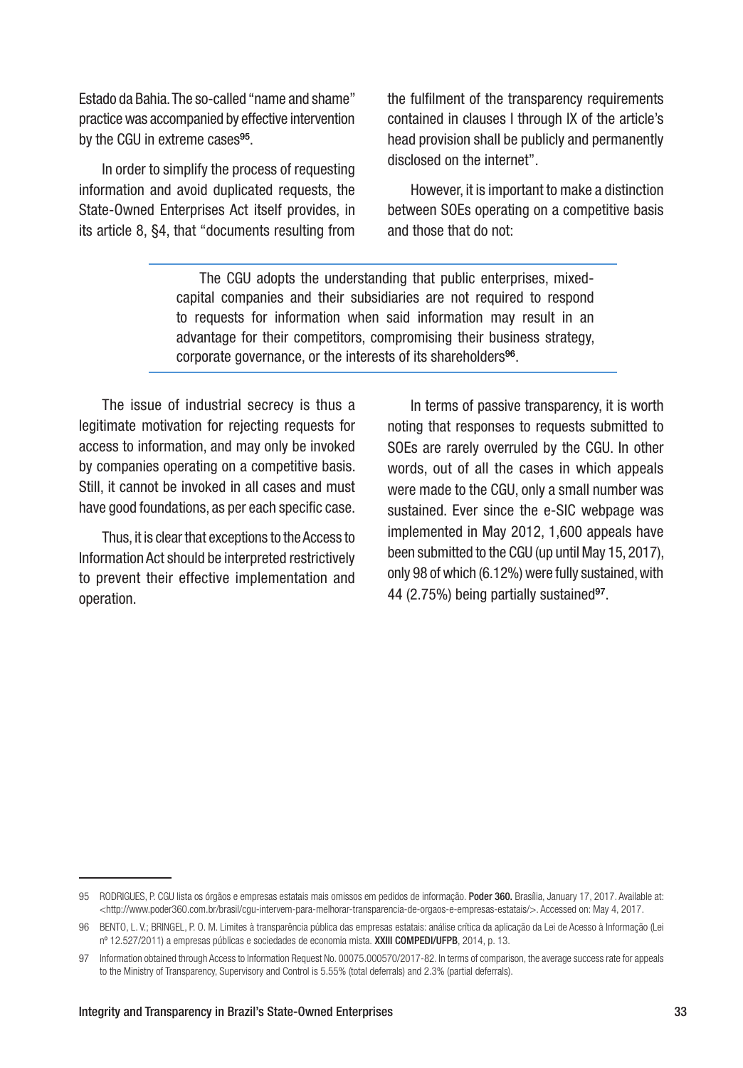Estado da Bahia. The so-called "name and shame" practice was accompanied by effective intervention by the CGU in extreme cases[95].

In order to simplify the process of requesting information and avoid duplicated requests, the State-Owned Enterprises Act itself provides, in its article 8, §4, that "documents resulting from the fulfilment of the transparency requirements contained in clauses I through IX of the article's head provision shall be publicly and permanently disclosed on the internet".

However, it is important to make a distinction between SOEs operating on a competitive basis and those that do not:

> The CGU adopts the understanding that public enterprises, mixed-capital companies and their subsidiaries are not required to respond to requests for information when said information may result in an advantage for their competitors, compromising their business strategy, corporate governance, or the interests of its shareholders[96].

The issue of industrial secrecy is thus a legitimate motivation for rejecting requests for access to information, and may only be invoked by companies operating on a competitive basis. Still, it cannot be invoked in all cases and must have good foundations, as per each specific case.

Thus, it is clear that exceptions to the Access to Information Act should be interpreted restrictively to prevent their effective implementation and operation.

In terms of passive transparency, it is worth noting that responses to requests submitted to SOEs are rarely overruled by the CGU. In other words, out of all the cases in which appeals were made to the CGU, only a small number was sustained. Ever since the e-SIC webpage was implemented in May 2012, 1,600 appeals have been submitted to the CGU (up until May 15, 2017), only 98 of which (6.12%) were fully sustained, with 44 (2.75%) being partially sustained[97].

---

95 RODRIGUES, P. CGU lista os órgãos e empresas estatais mais omissos em pedidos de informação. **Poder 360.** Brasília, January 17, 2017. Available at: <http://www.poder360.com.br/brasil/cgu-intervem-para-melhorar-transparencia-de-orgaos-e-empresas-estatais/>. Accessed on: May 4, 2017.

96 BENTO, L. V.; BRINGEL, P. O. M. Limites à transparência pública das empresas estatais: análise crítica da aplicação da Lei de Acesso à Informação (Lei nº 12.527/2011) a empresas públicas e sociedades de economia mista. **XXIII COMPEDI/UFPB**, 2014, p. 13.

97 Information obtained through Access to Information Request No. 00075.000570/2017-82. In terms of comparison, the average success rate for appeals to the Ministry of Transparency, Supervisory and Control is 5.55% (total deferrals) and 2.3% (partial deferrals).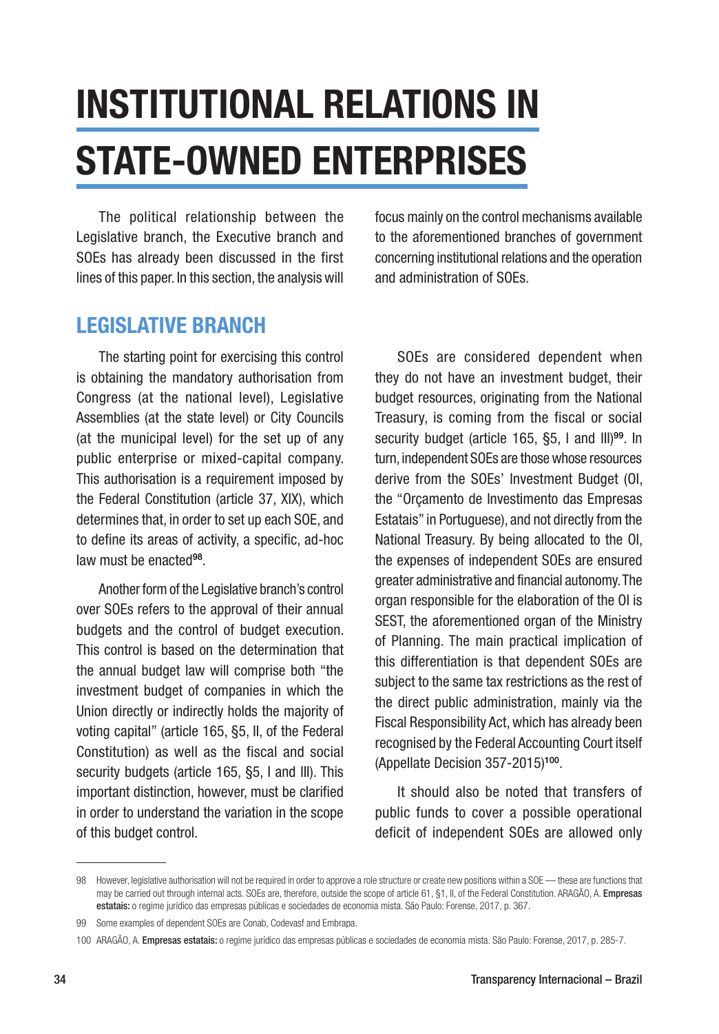# INSTITUTIONAL RELATIONS IN STATE-OWNED ENTERPRISES

The political relationship between the Legislative branch, the Executive branch and SOEs has already been discussed in the first lines of this paper. In this section, the analysis will focus mainly on the control mechanisms available to the aforementioned branches of government concerning institutional relations and the operation and administration of SOEs.

## LEGISLATIVE BRANCH

The starting point for exercising this control is obtaining the mandatory authorisation from Congress (at the national level), Legislative Assemblies (at the state level) or City Councils (at the municipal level) for the set up of any public enterprise or mixed-capital company. This authorisation is a requirement imposed by the Federal Constitution (article 37, XIX), which determines that, in order to set up each SOE, and to define its areas of activity, a specific, ad-hoc law must be enacted[98].

Another form of the Legislative branch's control over SOEs refers to the approval of their annual budgets and the control of budget execution. This control is based on the determination that the annual budget law will comprise both "the investment budget of companies in which the Union directly or indirectly holds the majority of voting capital" (article 165, §5, II, of the Federal Constitution) as well as the fiscal and social security budgets (article 165, §5, I and III). This important distinction, however, must be clarified in order to understand the variation in the scope of this budget control.

SOEs are considered dependent when they do not have an investment budget, their budget resources, originating from the National Treasury, is coming from the fiscal or social security budget (article 165, §5, I and III)[99]. In turn, independent SOEs are those whose resources derive from the SOEs' Investment Budget (OI, the "Orçamento de Investimento das Empresas Estatais" in Portuguese), and not directly from the National Treasury. By being allocated to the OI, the expenses of independent SOEs are ensured greater administrative and financial autonomy. The organ responsible for the elaboration of the OI is SEST, the aforementioned organ of the Ministry of Planning. The main practical implication of this differentiation is that dependent SOEs are subject to the same tax restrictions as the rest of the direct public administration, mainly via the Fiscal Responsibility Act, which has already been recognised by the Federal Accounting Court itself (Appellate Decision 357-2015)[100].

It should also be noted that transfers of public funds to cover a possible operational deficit of independent SOEs are allowed only

---

98 However, legislative authorisation will not be required in order to approve a role structure or create new positions within a SOE — these are functions that may be carried out through internal acts. SOEs are, therefore, outside the scope of article 61, §1, II, of the Federal Constitution. ARAGÃO, A. **Empresas estatais:** o regime jurídico das empresas públicas e sociedades de economia mista. São Paulo: Forense, 2017, p. 367.

99 Some examples of dependent SOEs are Conab, Codevasf and Embrapa.

100 ARAGÃO, A. **Empresas estatais:** o regime jurídico das empresas públicas e sociedades de economia mista. São Paulo: Forense, 2017, p. 285-7.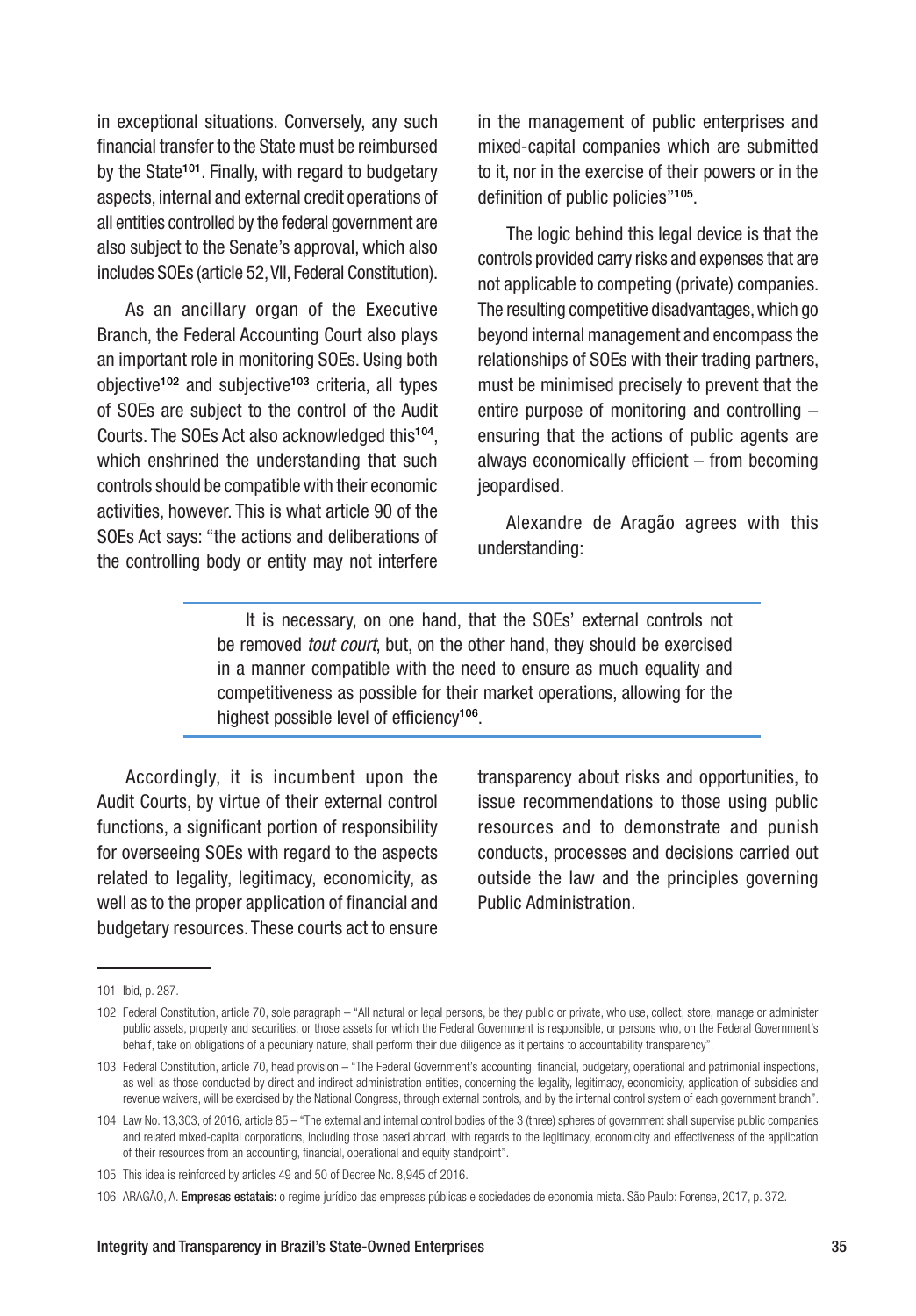in exceptional situations. Conversely, any such financial transfer to the State must be reimbursed by the State[101]. Finally, with regard to budgetary aspects, internal and external credit operations of all entities controlled by the federal government are also subject to the Senate's approval, which also includes SOEs (article 52, VII, Federal Constitution).

As an ancillary organ of the Executive Branch, the Federal Accounting Court also plays an important role in monitoring SOEs. Using both objective[102] and subjective[103] criteria, all types of SOEs are subject to the control of the Audit Courts. The SOEs Act also acknowledged this[104], which enshrined the understanding that such controls should be compatible with their economic activities, however. This is what article 90 of the SOEs Act says: "the actions and deliberations of the controlling body or entity may not interfere in the management of public enterprises and mixed-capital companies which are submitted to it, nor in the exercise of their powers or in the definition of public policies"[105].

The logic behind this legal device is that the controls provided carry risks and expenses that are not applicable to competing (private) companies. The resulting competitive disadvantages, which go beyond internal management and encompass the relationships of SOEs with their trading partners, must be minimised precisely to prevent that the entire purpose of monitoring and controlling – ensuring that the actions of public agents are always economically efficient – from becoming jeopardised.

Alexandre de Aragão agrees with this understanding:

> It is necessary, on one hand, that the SOEs' external controls not be removed *tout court*, but, on the other hand, they should be exercised in a manner compatible with the need to ensure as much equality and competitiveness as possible for their market operations, allowing for the highest possible level of efficiency[106].

Accordingly, it is incumbent upon the Audit Courts, by virtue of their external control functions, a significant portion of responsibility for overseeing SOEs with regard to the aspects related to legality, legitimacy, economicity, as well as to the proper application of financial and budgetary resources. These courts act to ensure transparency about risks and opportunities, to issue recommendations to those using public resources and to demonstrate and punish conducts, processes and decisions carried out outside the law and the principles governing Public Administration.

---

101 Ibid, p. 287.

102 Federal Constitution, article 70, sole paragraph – "All natural or legal persons, be they public or private, who use, collect, store, manage or administer public assets, property and securities, or those assets for which the Federal Government is responsible, or persons who, on the Federal Government's behalf, take on obligations of a pecuniary nature, shall perform their due diligence as it pertains to accountability transparency".

103 Federal Constitution, article 70, head provision – "The Federal Government's accounting, financial, budgetary, operational and patrimonial inspections, as well as those conducted by direct and indirect administration entities, concerning the legality, legitimacy, economicity, application of subsidies and revenue waivers, will be exercised by the National Congress, through external controls, and by the internal control system of each government branch".

104 Law No. 13,303, of 2016, article 85 – "The external and internal control bodies of the 3 (three) spheres of government shall supervise public companies and related mixed-capital corporations, including those based abroad, with regards to the legitimacy, economicity and effectiveness of the application of their resources from an accounting, financial, operational and equity standpoint".

105 This idea is reinforced by articles 49 and 50 of Decree No. 8,945 of 2016.

106 ARAGÃO, A. **Empresas estatais:** o regime jurídico das empresas públicas e sociedades de economia mista. São Paulo: Forense, 2017, p. 372.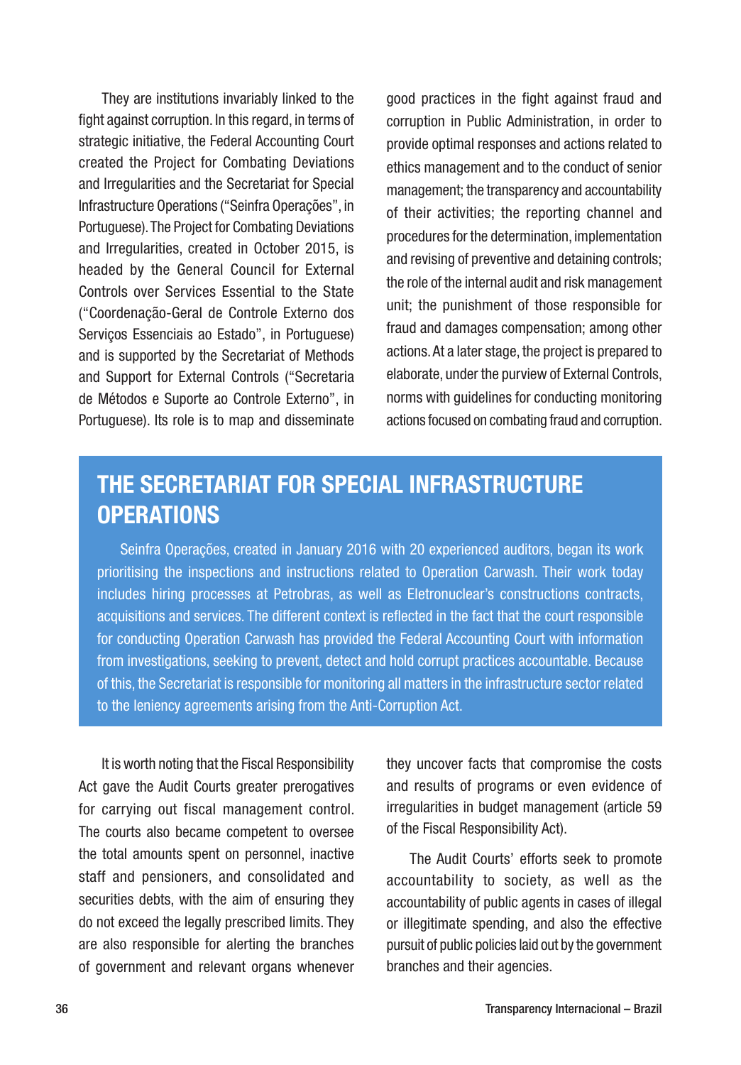They are institutions invariably linked to the fight against corruption. In this regard, in terms of strategic initiative, the Federal Accounting Court created the Project for Combating Deviations and Irregularities and the Secretariat for Special Infrastructure Operations ("Seinfra Operações", in Portuguese). The Project for Combating Deviations and Irregularities, created in October 2015, is headed by the General Council for External Controls over Services Essential to the State ("Coordenação-Geral de Controle Externo dos Serviços Essenciais ao Estado", in Portuguese) and is supported by the Secretariat of Methods and Support for External Controls ("Secretaria de Métodos e Suporte ao Controle Externo", in Portuguese). Its role is to map and disseminate good practices in the fight against fraud and corruption in Public Administration, in order to provide optimal responses and actions related to ethics management and to the conduct of senior management; the transparency and accountability of their activities; the reporting channel and procedures for the determination, implementation and revising of preventive and detaining controls; the role of the internal audit and risk management unit; the punishment of those responsible for fraud and damages compensation; among other actions. At a later stage, the project is prepared to elaborate, under the purview of External Controls, norms with guidelines for conducting monitoring actions focused on combating fraud and corruption.

## THE SECRETARIAT FOR SPECIAL INFRASTRUCTURE OPERATIONS

Seinfra Operações, created in January 2016 with 20 experienced auditors, began its work prioritising the inspections and instructions related to Operation Carwash. Their work today includes hiring processes at Petrobras, as well as Eletronuclear's constructions contracts, acquisitions and services. The different context is reflected in the fact that the court responsible for conducting Operation Carwash has provided the Federal Accounting Court with information from investigations, seeking to prevent, detect and hold corrupt practices accountable. Because of this, the Secretariat is responsible for monitoring all matters in the infrastructure sector related to the leniency agreements arising from the Anti-Corruption Act.

It is worth noting that the Fiscal Responsibility Act gave the Audit Courts greater prerogatives for carrying out fiscal management control. The courts also became competent to oversee the total amounts spent on personnel, inactive staff and pensioners, and consolidated and securities debts, with the aim of ensuring they do not exceed the legally prescribed limits. They are also responsible for alerting the branches of government and relevant organs whenever they uncover facts that compromise the costs and results of programs or even evidence of irregularities in budget management (article 59 of the Fiscal Responsibility Act).

The Audit Courts' efforts seek to promote accountability to society, as well as the accountability of public agents in cases of illegal or illegitimate spending, and also the effective pursuit of public policies laid out by the government branches and their agencies.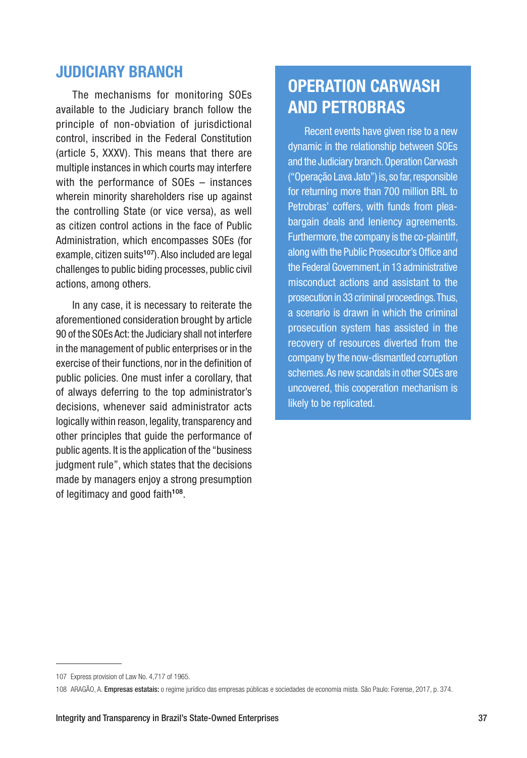## JUDICIARY BRANCH

The mechanisms for monitoring SOEs available to the Judiciary branch follow the principle of non-obviation of jurisdictional control, inscribed in the Federal Constitution (article 5, XXXV). This means that there are multiple instances in which courts may interfere with the performance of SOEs – instances wherein minority shareholders rise up against the controlling State (or vice versa), as well as citizen control actions in the face of Public Administration, which encompasses SOEs (for example, citizen suits[107]). Also included are legal challenges to public biding processes, public civil actions, among others.

In any case, it is necessary to reiterate the aforementioned consideration brought by article 90 of the SOEs Act: the Judiciary shall not interfere in the management of public enterprises or in the exercise of their functions, nor in the definition of public policies. One must infer a corollary, that of always deferring to the top administrator's decisions, whenever said administrator acts logically within reason, legality, transparency and other principles that guide the performance of public agents. It is the application of the "business judgment rule", which states that the decisions made by managers enjoy a strong presumption of legitimacy and good faith[108].

## OPERATION CARWASH AND PETROBRAS

Recent events have given rise to a new dynamic in the relationship between SOEs and the Judiciary branch. Operation Carwash ("Operação Lava Jato") is, so far, responsible for returning more than 700 million BRL to Petrobras' coffers, with funds from plea-bargain deals and leniency agreements. Furthermore, the company is the co-plaintiff, along with the Public Prosecutor's Office and the Federal Government, in 13 administrative misconduct actions and assistant to the prosecution in 33 criminal proceedings. Thus, a scenario is drawn in which the criminal prosecution system has assisted in the recovery of resources diverted from the company by the now-dismantled corruption schemes. As new scandals in other SOEs are uncovered, this cooperation mechanism is likely to be replicated.

---

107 Express provision of Law No. 4,717 of 1965.

108 ARAGÃO, A. **Empresas estatais:** o regime jurídico das empresas públicas e sociedades de economia mista. São Paulo: Forense, 2017, p. 374.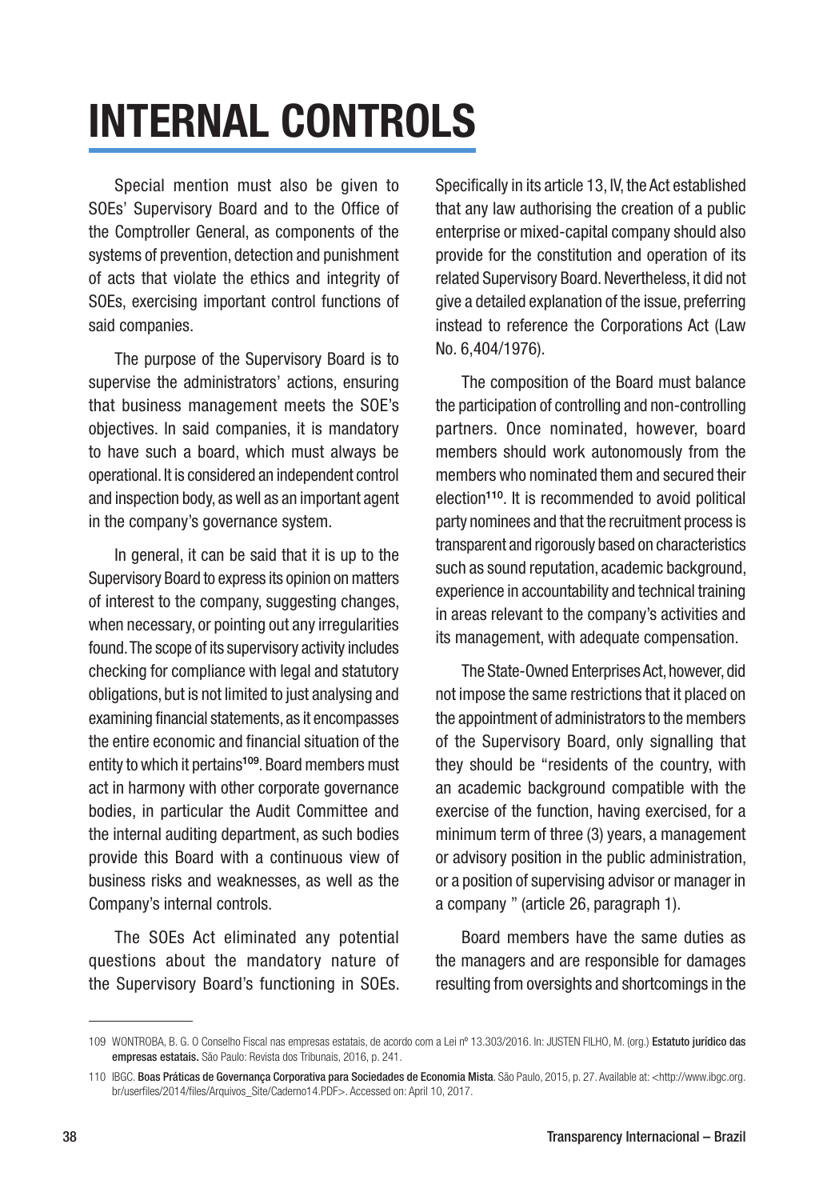# INTERNAL CONTROLS

Special mention must also be given to SOEs' Supervisory Board and to the Office of the Comptroller General, as components of the systems of prevention, detection and punishment of acts that violate the ethics and integrity of SOEs, exercising important control functions of said companies.

The purpose of the Supervisory Board is to supervise the administrators' actions, ensuring that business management meets the SOE's objectives. In said companies, it is mandatory to have such a board, which must always be operational. It is considered an independent control and inspection body, as well as an important agent in the company's governance system.

In general, it can be said that it is up to the Supervisory Board to express its opinion on matters of interest to the company, suggesting changes, when necessary, or pointing out any irregularities found. The scope of its supervisory activity includes checking for compliance with legal and statutory obligations, but is not limited to just analysing and examining financial statements, as it encompasses the entire economic and financial situation of the entity to which it pertains[109]. Board members must act in harmony with other corporate governance bodies, in particular the Audit Committee and the internal auditing department, as such bodies provide this Board with a continuous view of business risks and weaknesses, as well as the Company's internal controls.

The SOEs Act eliminated any potential questions about the mandatory nature of the Supervisory Board's functioning in SOEs. Specifically in its article 13, IV, the Act established that any law authorising the creation of a public enterprise or mixed-capital company should also provide for the constitution and operation of its related Supervisory Board. Nevertheless, it did not give a detailed explanation of the issue, preferring instead to reference the Corporations Act (Law No. 6,404/1976).

The composition of the Board must balance the participation of controlling and non-controlling partners. Once nominated, however, board members should work autonomously from the members who nominated them and secured their election[110]. It is recommended to avoid political party nominees and that the recruitment process is transparent and rigorously based on characteristics such as sound reputation, academic background, experience in accountability and technical training in areas relevant to the company's activities and its management, with adequate compensation.

The State-Owned Enterprises Act, however, did not impose the same restrictions that it placed on the appointment of administrators to the members of the Supervisory Board, only signalling that they should be "residents of the country, with an academic background compatible with the exercise of the function, having exercised, for a minimum term of three (3) years, a management or advisory position in the public administration, or a position of supervising advisor or manager in a company " (article 26, paragraph 1).

Board members have the same duties as the managers and are responsible for damages resulting from oversights and shortcomings in the

---

109 WONTROBA, B. G. O Conselho Fiscal nas empresas estatais, de acordo com a Lei nº 13.303/2016. In: JUSTEN FILHO, M. (org.) **Estatuto jurídico das empresas estatais.** São Paulo: Revista dos Tribunais, 2016, p. 241.

110 IBGC. **Boas Práticas de Governança Corporativa para Sociedades de Economia Mista**. São Paulo, 2015, p. 27. Available at: <http://www.ibgc.org.br/userfiles/2014/files/Arquivos_Site/Caderno14.PDF>. Accessed on: April 10, 2017.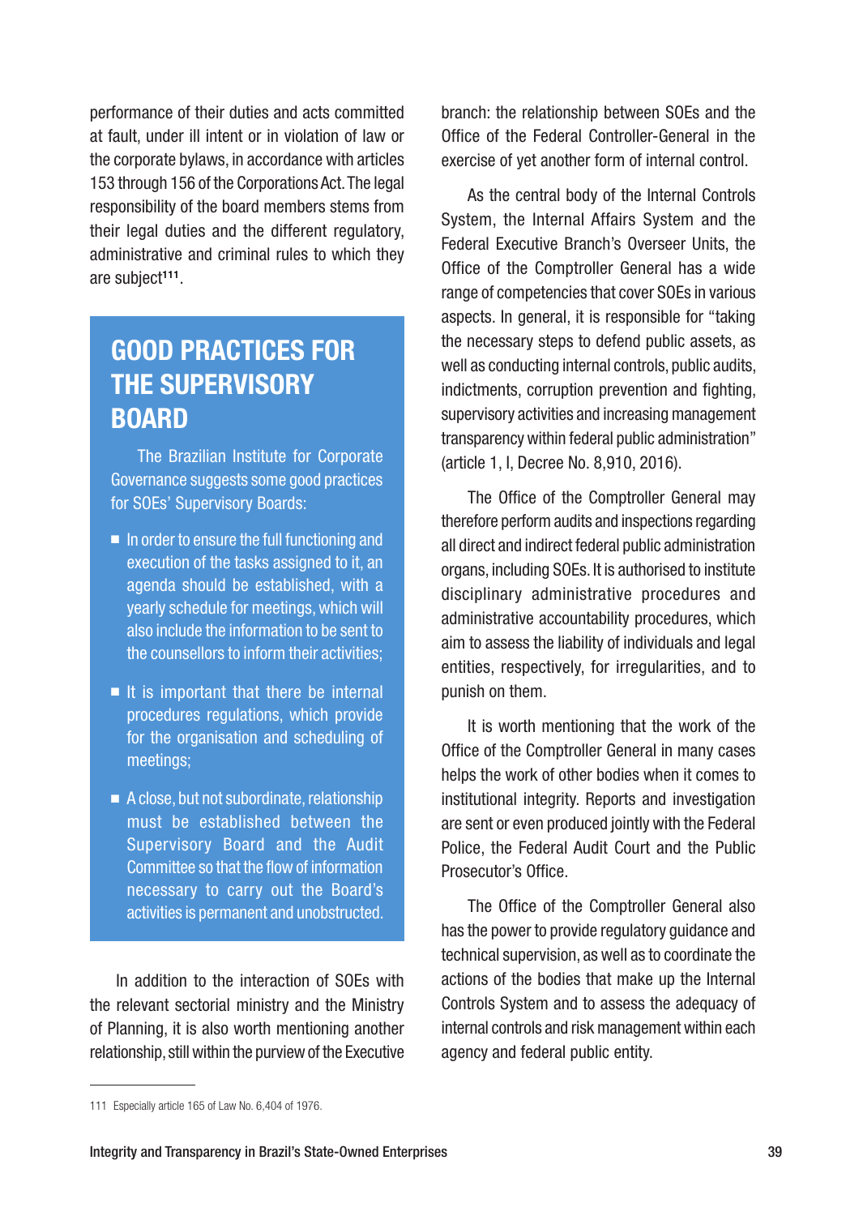performance of their duties and acts committed at fault, under ill intent or in violation of law or the corporate bylaws, in accordance with articles 153 through 156 of the Corporations Act. The legal responsibility of the board members stems from their legal duties and the different regulatory, administrative and criminal rules to which they are subject[111].

## GOOD PRACTICES FOR THE SUPERVISORY BOARD

The Brazilian Institute for Corporate Governance suggests some good practices for SOEs' Supervisory Boards:

- In order to ensure the full functioning and execution of the tasks assigned to it, an agenda should be established, with a yearly schedule for meetings, which will also include the information to be sent to the counsellors to inform their activities;
- It is important that there be internal procedures regulations, which provide for the organisation and scheduling of meetings;
- A close, but not subordinate, relationship must be established between the Supervisory Board and the Audit Committee so that the flow of information necessary to carry out the Board's activities is permanent and unobstructed.

In addition to the interaction of SOEs with the relevant sectorial ministry and the Ministry of Planning, it is also worth mentioning another relationship, still within the purview of the Executive branch: the relationship between SOEs and the Office of the Federal Controller-General in the exercise of yet another form of internal control.

As the central body of the Internal Controls System, the Internal Affairs System and the Federal Executive Branch's Overseer Units, the Office of the Comptroller General has a wide range of competencies that cover SOEs in various aspects. In general, it is responsible for "taking the necessary steps to defend public assets, as well as conducting internal controls, public audits, indictments, corruption prevention and fighting, supervisory activities and increasing management transparency within federal public administration" (article 1, I, Decree No. 8,910, 2016).

The Office of the Comptroller General may therefore perform audits and inspections regarding all direct and indirect federal public administration organs, including SOEs. It is authorised to institute disciplinary administrative procedures and administrative accountability procedures, which aim to assess the liability of individuals and legal entities, respectively, for irregularities, and to punish on them.

It is worth mentioning that the work of the Office of the Comptroller General in many cases helps the work of other bodies when it comes to institutional integrity. Reports and investigation are sent or even produced jointly with the Federal Police, the Federal Audit Court and the Public Prosecutor's Office.

The Office of the Comptroller General also has the power to provide regulatory guidance and technical supervision, as well as to coordinate the actions of the bodies that make up the Internal Controls System and to assess the adequacy of internal controls and risk management within each agency and federal public entity.

---

111 Especially article 165 of Law No. 6,404 of 1976.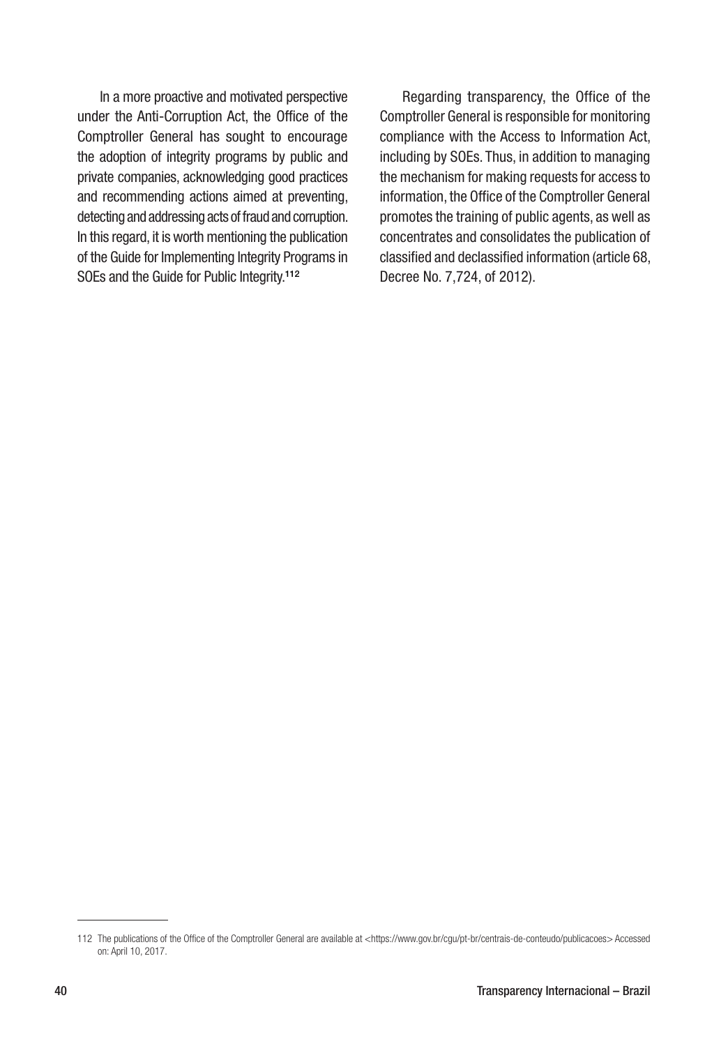In a more proactive and motivated perspective under the Anti-Corruption Act, the Office of the Comptroller General has sought to encourage the adoption of integrity programs by public and private companies, acknowledging good practices and recommending actions aimed at preventing, detecting and addressing acts of fraud and corruption. In this regard, it is worth mentioning the publication of the Guide for Implementing Integrity Programs in SOEs and the Guide for Public Integrity.[112]

Regarding transparency, the Office of the Comptroller General is responsible for monitoring compliance with the Access to Information Act, including by SOEs. Thus, in addition to managing the mechanism for making requests for access to information, the Office of the Comptroller General promotes the training of public agents, as well as concentrates and consolidates the publication of classified and declassified information (article 68, Decree No. 7,724, of 2012).

---

112 The publications of the Office of the Comptroller General are available at <https://www.gov.br/cgu/pt-br/centrais-de-conteudo/publicacoes> Accessed on: April 10, 2017.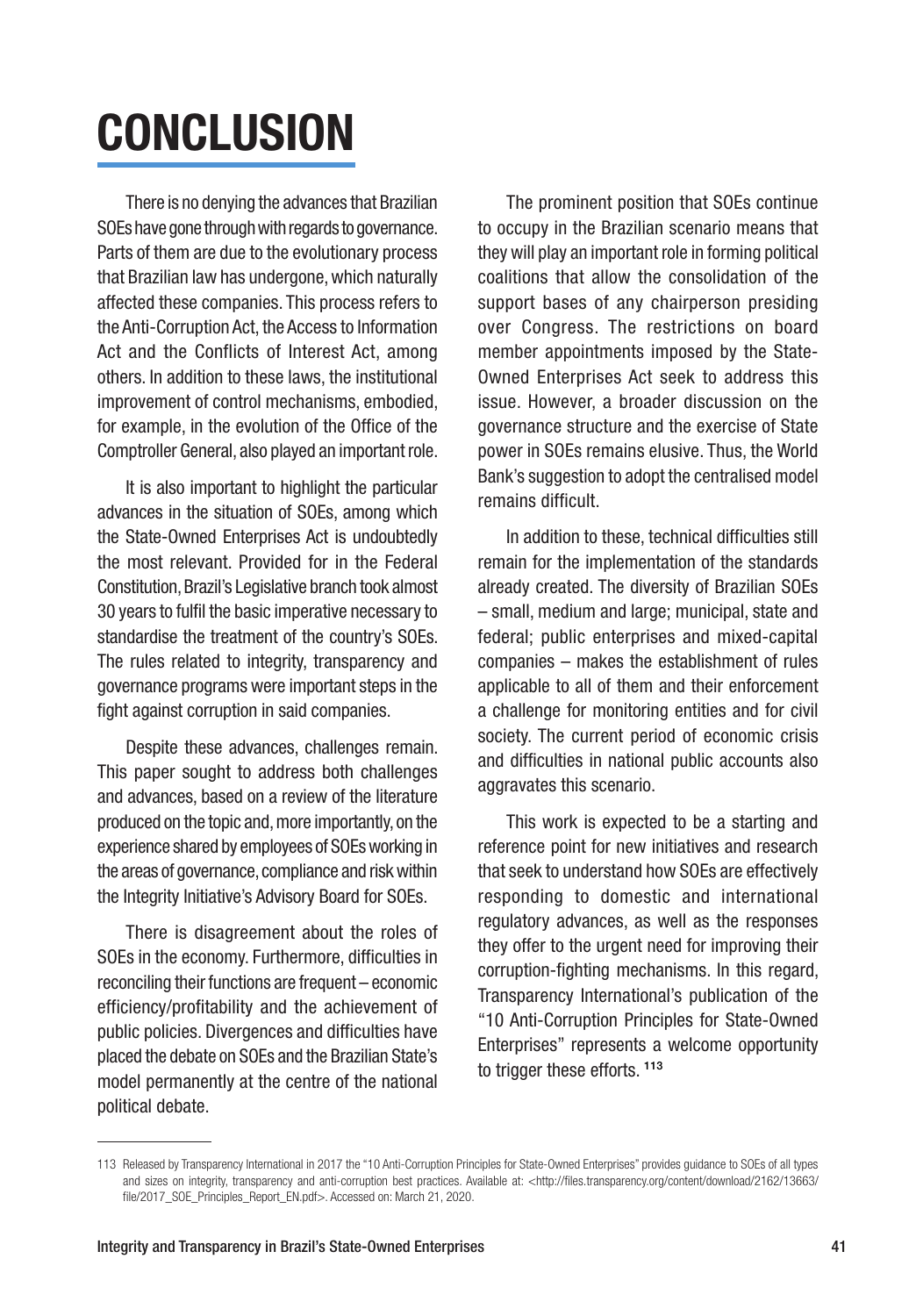# CONCLUSION

There is no denying the advances that Brazilian SOEs have gone through with regards to governance. Parts of them are due to the evolutionary process that Brazilian law has undergone, which naturally affected these companies. This process refers to the Anti-Corruption Act, the Access to Information Act and the Conflicts of Interest Act, among others. In addition to these laws, the institutional improvement of control mechanisms, embodied, for example, in the evolution of the Office of the Comptroller General, also played an important role.

It is also important to highlight the particular advances in the situation of SOEs, among which the State-Owned Enterprises Act is undoubtedly the most relevant. Provided for in the Federal Constitution, Brazil's Legislative branch took almost 30 years to fulfil the basic imperative necessary to standardise the treatment of the country's SOEs. The rules related to integrity, transparency and governance programs were important steps in the fight against corruption in said companies.

Despite these advances, challenges remain. This paper sought to address both challenges and advances, based on a review of the literature produced on the topic and, more importantly, on the experience shared by employees of SOEs working in the areas of governance, compliance and risk within the Integrity Initiative's Advisory Board for SOEs.

There is disagreement about the roles of SOEs in the economy. Furthermore, difficulties in reconciling their functions are frequent – economic efficiency/profitability and the achievement of public policies. Divergences and difficulties have placed the debate on SOEs and the Brazilian State's model permanently at the centre of the national political debate.

The prominent position that SOEs continue to occupy in the Brazilian scenario means that they will play an important role in forming political coalitions that allow the consolidation of the support bases of any chairperson presiding over Congress. The restrictions on board member appointments imposed by the State-Owned Enterprises Act seek to address this issue. However, a broader discussion on the governance structure and the exercise of State power in SOEs remains elusive. Thus, the World Bank's suggestion to adopt the centralised model remains difficult.

In addition to these, technical difficulties still remain for the implementation of the standards already created. The diversity of Brazilian SOEs – small, medium and large; municipal, state and federal; public enterprises and mixed-capital companies – makes the establishment of rules applicable to all of them and their enforcement a challenge for monitoring entities and for civil society. The current period of economic crisis and difficulties in national public accounts also aggravates this scenario.

This work is expected to be a starting and reference point for new initiatives and research that seek to understand how SOEs are effectively responding to domestic and international regulatory advances, as well as the responses they offer to the urgent need for improving their corruption-fighting mechanisms. In this regard, Transparency International's publication of the "10 Anti-Corruption Principles for State-Owned Enterprises" represents a welcome opportunity to trigger these efforts. [113]

---

113 Released by Transparency International in 2017 the "10 Anti-Corruption Principles for State-Owned Enterprises" provides guidance to SOEs of all types and sizes on integrity, transparency and anti-corruption best practices. Available at: <http://files.transparency.org/content/download/2162/13663/file/2017_SOE_Principles_Report_EN.pdf>. Accessed on: March 21, 2020.